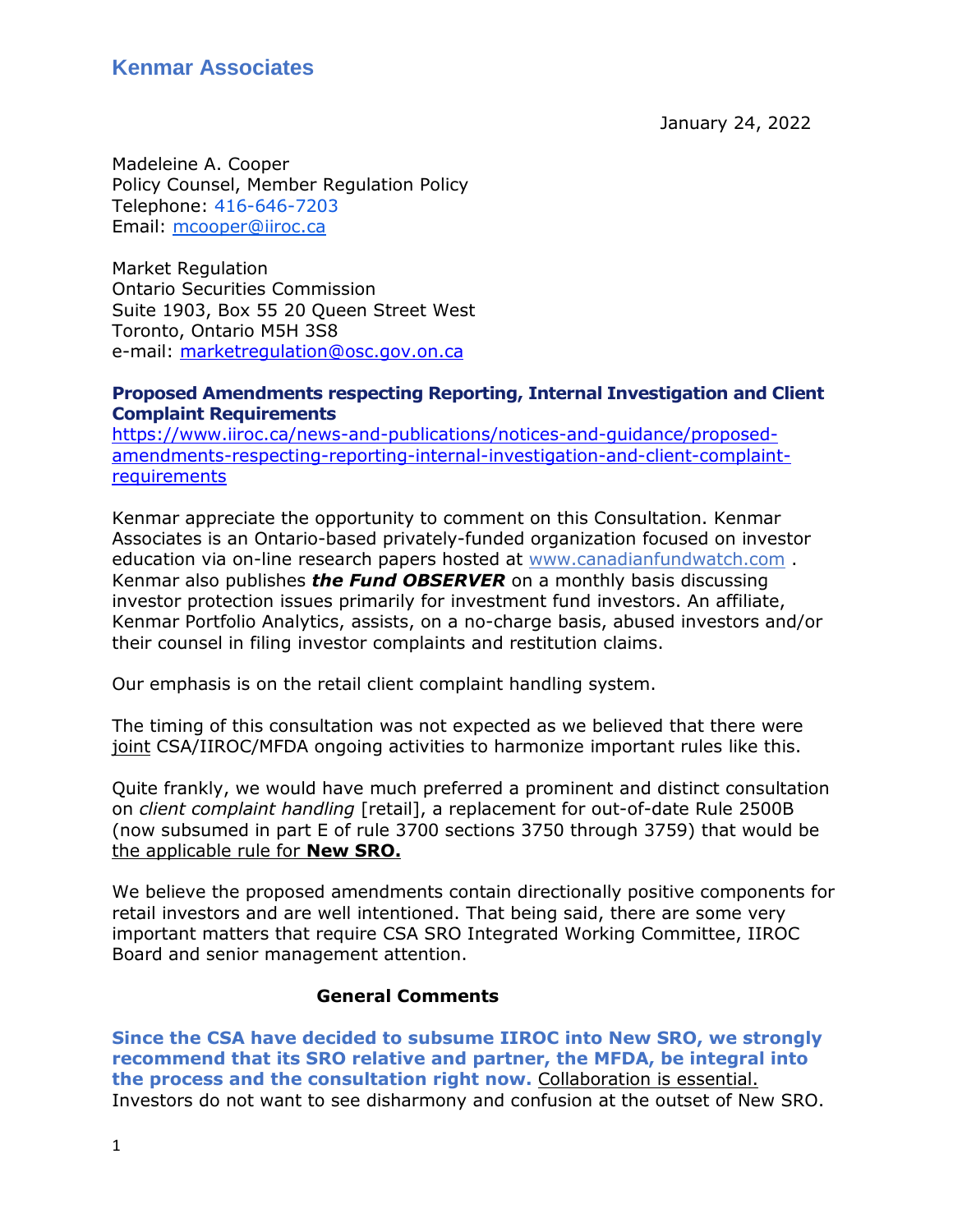# Kenmar Associates

January 24, 2022

Madeleine A. Cooper
Policy Counsel, Member Regulation Policy
Telephone: 416-646-7203
Email: mcooper@iiroc.ca

Market Regulation
Ontario Securities Commission
Suite 1903, Box 55 20 Queen Street West
Toronto, Ontario M5H 3S8
e-mail: marketregulation@osc.gov.on.ca

**Proposed Amendments respecting Reporting, Internal Investigation and Client Complaint Requirements**
https://www.iiroc.ca/news-and-publications/notices-and-guidance/proposed-amendments-respecting-reporting-internal-investigation-and-client-complaint-requirements

Kenmar appreciate the opportunity to comment on this Consultation. Kenmar Associates is an Ontario-based privately-funded organization focused on investor education via on-line research papers hosted at www.canadianfundwatch.com . Kenmar also publishes ***the Fund OBSERVER*** on a monthly basis discussing investor protection issues primarily for investment fund investors. An affiliate, Kenmar Portfolio Analytics, assists, on a no-charge basis, abused investors and/or their counsel in filing investor complaints and restitution claims.

Our emphasis is on the retail client complaint handling system.

The timing of this consultation was not expected as we believed that there were joint CSA/IIROC/MFDA ongoing activities to harmonize important rules like this.

Quite frankly, we would have much preferred a prominent and distinct consultation on *client complaint handling* [retail], a replacement for out-of-date Rule 2500B (now subsumed in part E of rule 3700 sections 3750 through 3759) that would be the applicable rule for **New SRO.**

We believe the proposed amendments contain directionally positive components for retail investors and are well intentioned. That being said, there are some very important matters that require CSA SRO Integrated Working Committee, IIROC Board and senior management attention.

## General Comments

**Since the CSA have decided to subsume IIROC into New SRO, we strongly recommend that its SRO relative and partner, the MFDA, be integral into the process and the consultation right now.** Collaboration is essential. Investors do not want to see disharmony and confusion at the outset of New SRO.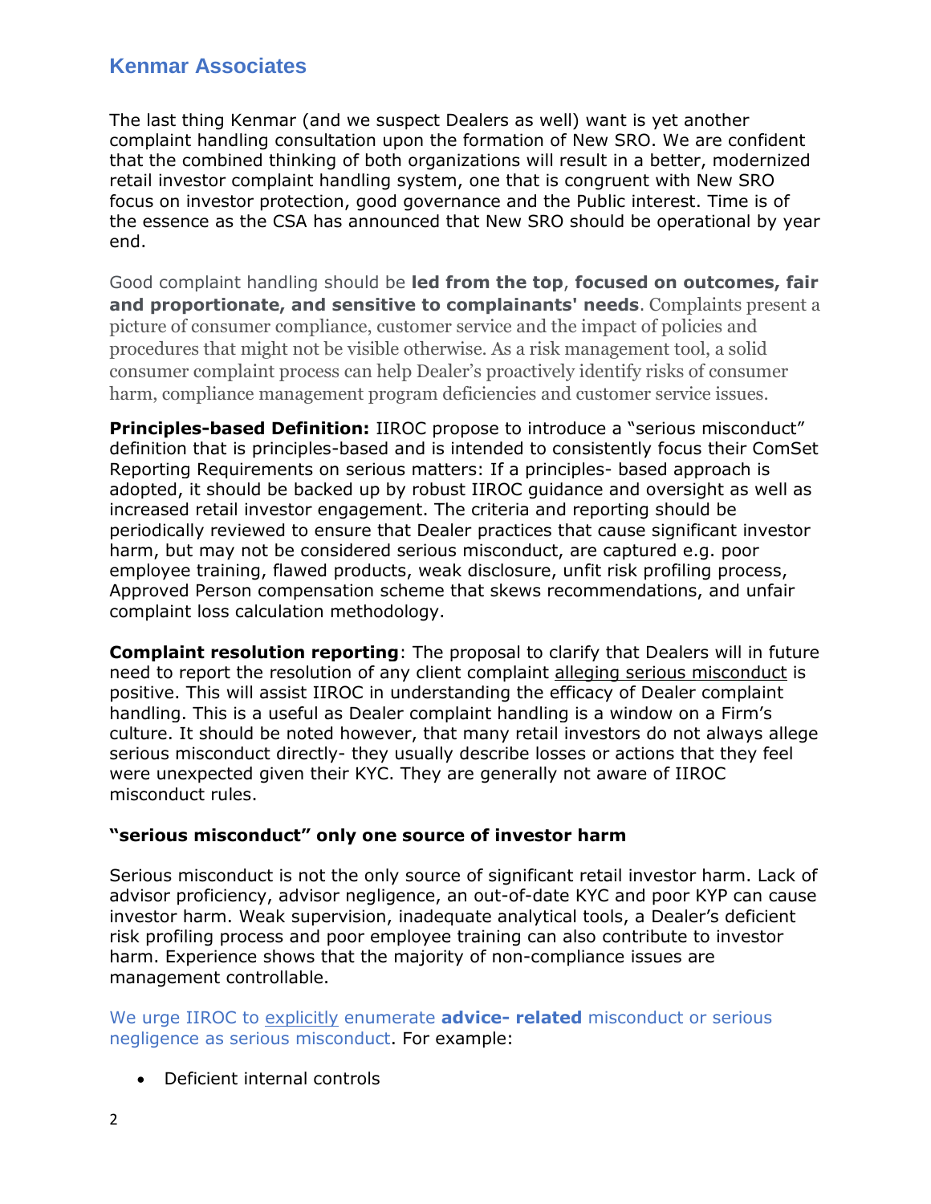The last thing Kenmar (and we suspect Dealers as well) want is yet another complaint handling consultation upon the formation of New SRO. We are confident that the combined thinking of both organizations will result in a better, modernized retail investor complaint handling system, one that is congruent with New SRO focus on investor protection, good governance and the Public interest. Time is of the essence as the CSA has announced that New SRO should be operational by year end.

Good complaint handling should be **led from the top**, **focused on outcomes, fair and proportionate, and sensitive to complainants' needs**. Complaints present a picture of consumer compliance, customer service and the impact of policies and procedures that might not be visible otherwise. As a risk management tool, a solid consumer complaint process can help Dealer's proactively identify risks of consumer harm, compliance management program deficiencies and customer service issues.

**Principles-based Definition:** IIROC propose to introduce a "serious misconduct" definition that is principles-based and is intended to consistently focus their ComSet Reporting Requirements on serious matters: If a principles- based approach is adopted, it should be backed up by robust IIROC guidance and oversight as well as increased retail investor engagement. The criteria and reporting should be periodically reviewed to ensure that Dealer practices that cause significant investor harm, but may not be considered serious misconduct, are captured e.g. poor employee training, flawed products, weak disclosure, unfit risk profiling process, Approved Person compensation scheme that skews recommendations, and unfair complaint loss calculation methodology.

**Complaint resolution reporting**: The proposal to clarify that Dealers will in future need to report the resolution of any client complaint alleging serious misconduct is positive. This will assist IIROC in understanding the efficacy of Dealer complaint handling. This is a useful as Dealer complaint handling is a window on a Firm's culture. It should be noted however, that many retail investors do not always allege serious misconduct directly- they usually describe losses or actions that they feel were unexpected given their KYC. They are generally not aware of IIROC misconduct rules.

### "serious misconduct" only one source of investor harm

Serious misconduct is not the only source of significant retail investor harm. Lack of advisor proficiency, advisor negligence, an out-of-date KYC and poor KYP can cause investor harm. Weak supervision, inadequate analytical tools, a Dealer's deficient risk profiling process and poor employee training can also contribute to investor harm. Experience shows that the majority of non-compliance issues are management controllable.

We urge IIROC to explicitly enumerate **advice- related** misconduct or serious negligence as serious misconduct. For example:

- Deficient internal controls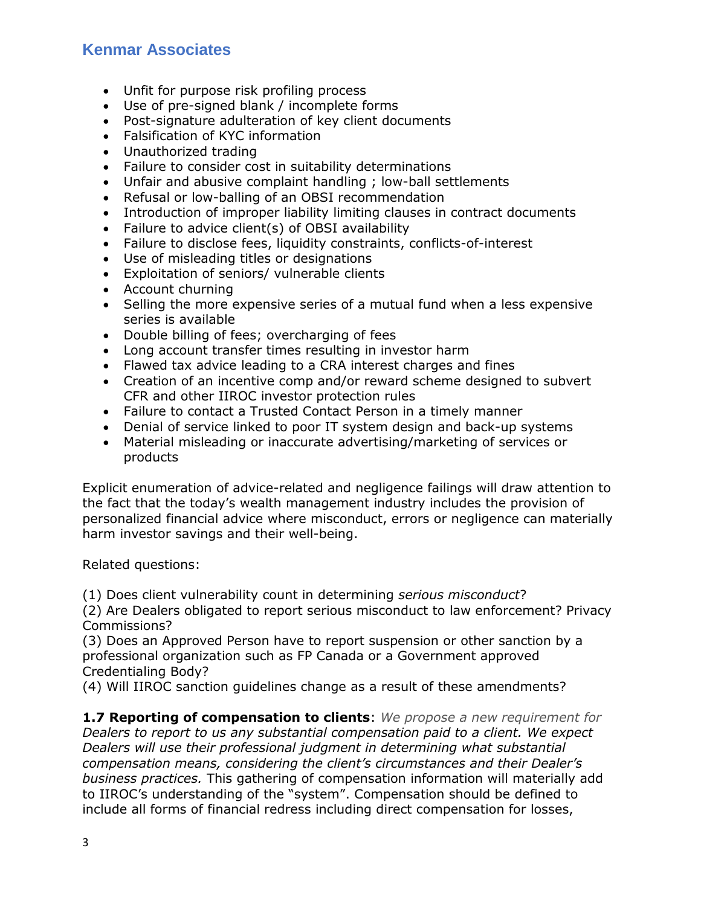- Unfit for purpose risk profiling process
- Use of pre-signed blank / incomplete forms
- Post-signature adulteration of key client documents
- Falsification of KYC information
- Unauthorized trading
- Failure to consider cost in suitability determinations
- Unfair and abusive complaint handling ; low-ball settlements
- Refusal or low-balling of an OBSI recommendation
- Introduction of improper liability limiting clauses in contract documents
- Failure to advice client(s) of OBSI availability
- Failure to disclose fees, liquidity constraints, conflicts-of-interest
- Use of misleading titles or designations
- Exploitation of seniors/ vulnerable clients
- Account churning
- Selling the more expensive series of a mutual fund when a less expensive series is available
- Double billing of fees; overcharging of fees
- Long account transfer times resulting in investor harm
- Flawed tax advice leading to a CRA interest charges and fines
- Creation of an incentive comp and/or reward scheme designed to subvert CFR and other IIROC investor protection rules
- Failure to contact a Trusted Contact Person in a timely manner
- Denial of service linked to poor IT system design and back-up systems
- Material misleading or inaccurate advertising/marketing of services or products

Explicit enumeration of advice-related and negligence failings will draw attention to the fact that the today's wealth management industry includes the provision of personalized financial advice where misconduct, errors or negligence can materially harm investor savings and their well-being.

Related questions:

(1) Does client vulnerability count in determining *serious misconduct*?
(2) Are Dealers obligated to report serious misconduct to law enforcement? Privacy Commissions?
(3) Does an Approved Person have to report suspension or other sanction by a professional organization such as FP Canada or a Government approved Credentialing Body?
(4) Will IIROC sanction guidelines change as a result of these amendments?

**1.7 Reporting of compensation to clients**: *We propose a new requirement for Dealers to report to us any substantial compensation paid to a client. We expect Dealers will use their professional judgment in determining what substantial compensation means, considering the client's circumstances and their Dealer's business practices.* This gathering of compensation information will materially add to IIROC's understanding of the "system". Compensation should be defined to include all forms of financial redress including direct compensation for losses,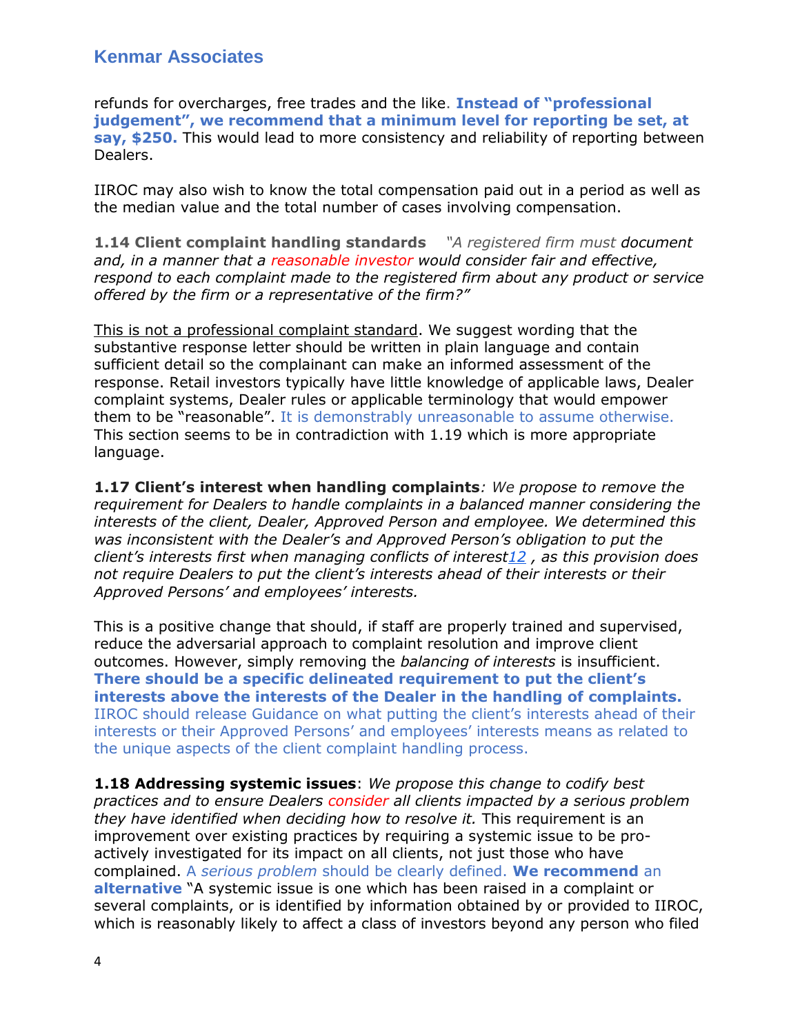refunds for overcharges, free trades and the like. **Instead of "professional judgement", we recommend that a minimum level for reporting be set, at say, $250.** This would lead to more consistency and reliability of reporting between Dealers.

IIROC may also wish to know the total compensation paid out in a period as well as the median value and the total number of cases involving compensation.

**1.14 Client complaint handling standards** *"A registered firm must document and, in a manner that a reasonable investor would consider fair and effective, respond to each complaint made to the registered firm about any product or service offered by the firm or a representative of the firm?"*

This is not a professional complaint standard. We suggest wording that the substantive response letter should be written in plain language and contain sufficient detail so the complainant can make an informed assessment of the response. Retail investors typically have little knowledge of applicable laws, Dealer complaint systems, Dealer rules or applicable terminology that would empower them to be "reasonable". It is demonstrably unreasonable to assume otherwise. This section seems to be in contradiction with 1.19 which is more appropriate language.

**1.17 Client's interest when handling complaints**: *We propose to remove the requirement for Dealers to handle complaints in a balanced manner considering the interests of the client, Dealer, Approved Person and employee. We determined this was inconsistent with the Dealer's and Approved Person's obligation to put the client's interests first when managing conflicts of interest[12], as this provision does not require Dealers to put the client's interests ahead of their interests or their Approved Persons' and employees' interests.*

This is a positive change that should, if staff are properly trained and supervised, reduce the adversarial approach to complaint resolution and improve client outcomes. However, simply removing the *balancing of interests* is insufficient. **There should be a specific delineated requirement to put the client's interests above the interests of the Dealer in the handling of complaints.** IIROC should release Guidance on what putting the client's interests ahead of their interests or their Approved Persons' and employees' interests means as related to the unique aspects of the client complaint handling process.

**1.18 Addressing systemic issues**: *We propose this change to codify best practices and to ensure Dealers consider all clients impacted by a serious problem they have identified when deciding how to resolve it.* This requirement is an improvement over existing practices by requiring a systemic issue to be pro-actively investigated for its impact on all clients, not just those who have complained. A *serious problem* should be clearly defined. **We recommend** an **alternative** "A systemic issue is one which has been raised in a complaint or several complaints, or is identified by information obtained by or provided to IIROC, which is reasonably likely to affect a class of investors beyond any person who filed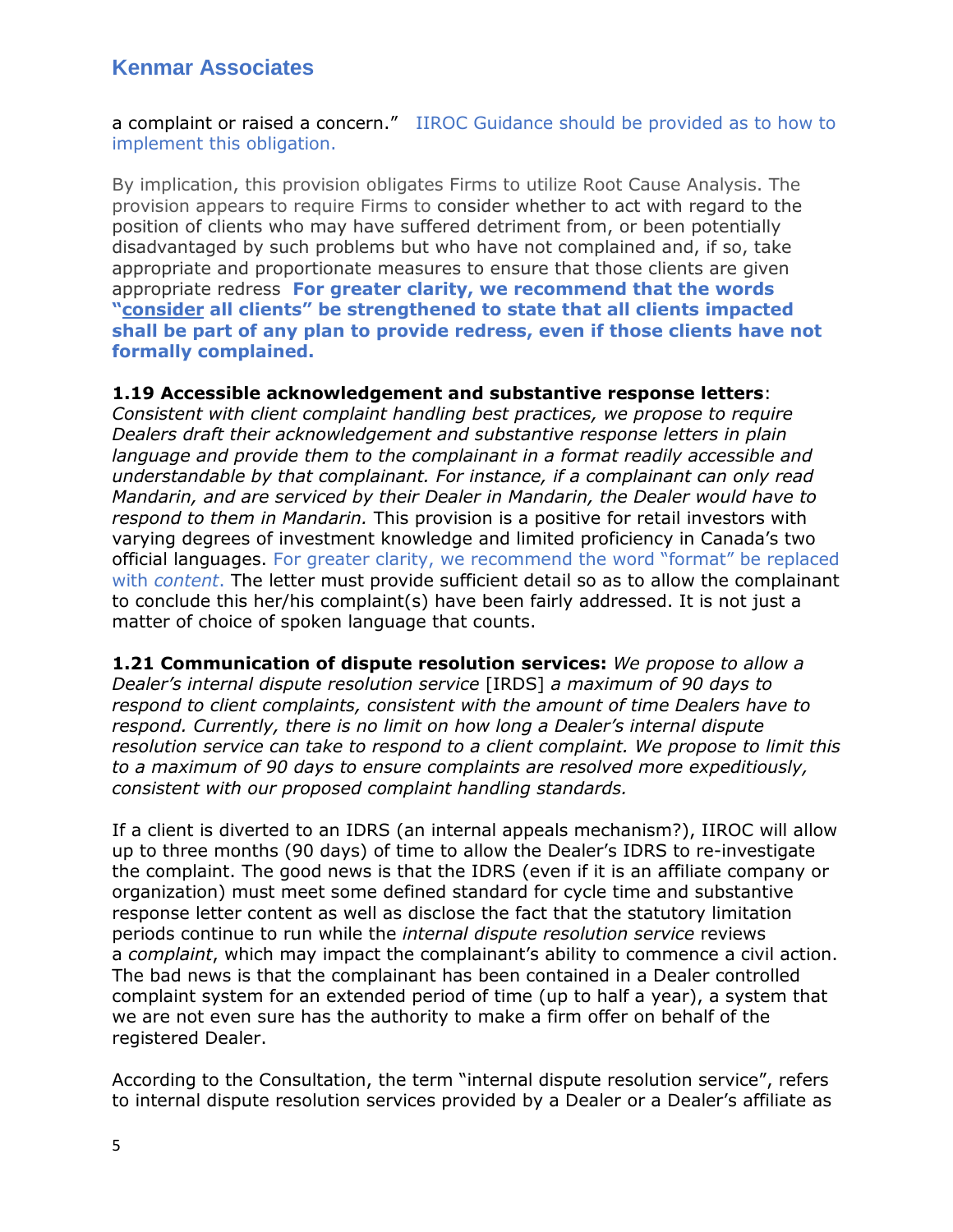a complaint or raised a concern." IIROC Guidance should be provided as to how to implement this obligation.

By implication, this provision obligates Firms to utilize Root Cause Analysis. The provision appears to require Firms to consider whether to act with regard to the position of clients who may have suffered detriment from, or been potentially disadvantaged by such problems but who have not complained and, if so, take appropriate and proportionate measures to ensure that those clients are given appropriate redress **For greater clarity, we recommend that the words "consider all clients" be strengthened to state that all clients impacted shall be part of any plan to provide redress, even if those clients have not formally complained.**

**1.19 Accessible acknowledgement and substantive response letters**: *Consistent with client complaint handling best practices, we propose to require Dealers draft their acknowledgement and substantive response letters in plain language and provide them to the complainant in a format readily accessible and understandable by that complainant. For instance, if a complainant can only read Mandarin, and are serviced by their Dealer in Mandarin, the Dealer would have to respond to them in Mandarin.* This provision is a positive for retail investors with varying degrees of investment knowledge and limited proficiency in Canada's two official languages. For greater clarity, we recommend the word "format" be replaced with *content*. The letter must provide sufficient detail so as to allow the complainant to conclude this her/his complaint(s) have been fairly addressed. It is not just a matter of choice of spoken language that counts.

**1.21 Communication of dispute resolution services:** *We propose to allow a Dealer's internal dispute resolution service* [IRDS] *a maximum of 90 days to respond to client complaints, consistent with the amount of time Dealers have to respond. Currently, there is no limit on how long a Dealer's internal dispute resolution service can take to respond to a client complaint. We propose to limit this to a maximum of 90 days to ensure complaints are resolved more expeditiously, consistent with our proposed complaint handling standards.*

If a client is diverted to an IDRS (an internal appeals mechanism?), IIROC will allow up to three months (90 days) of time to allow the Dealer's IDRS to re-investigate the complaint. The good news is that the IDRS (even if it is an affiliate company or organization) must meet some defined standard for cycle time and substantive response letter content as well as disclose the fact that the statutory limitation periods continue to run while the *internal dispute resolution service* reviews a *complaint*, which may impact the complainant's ability to commence a civil action. The bad news is that the complainant has been contained in a Dealer controlled complaint system for an extended period of time (up to half a year), a system that we are not even sure has the authority to make a firm offer on behalf of the registered Dealer.

According to the Consultation, the term "internal dispute resolution service", refers to internal dispute resolution services provided by a Dealer or a Dealer's affiliate as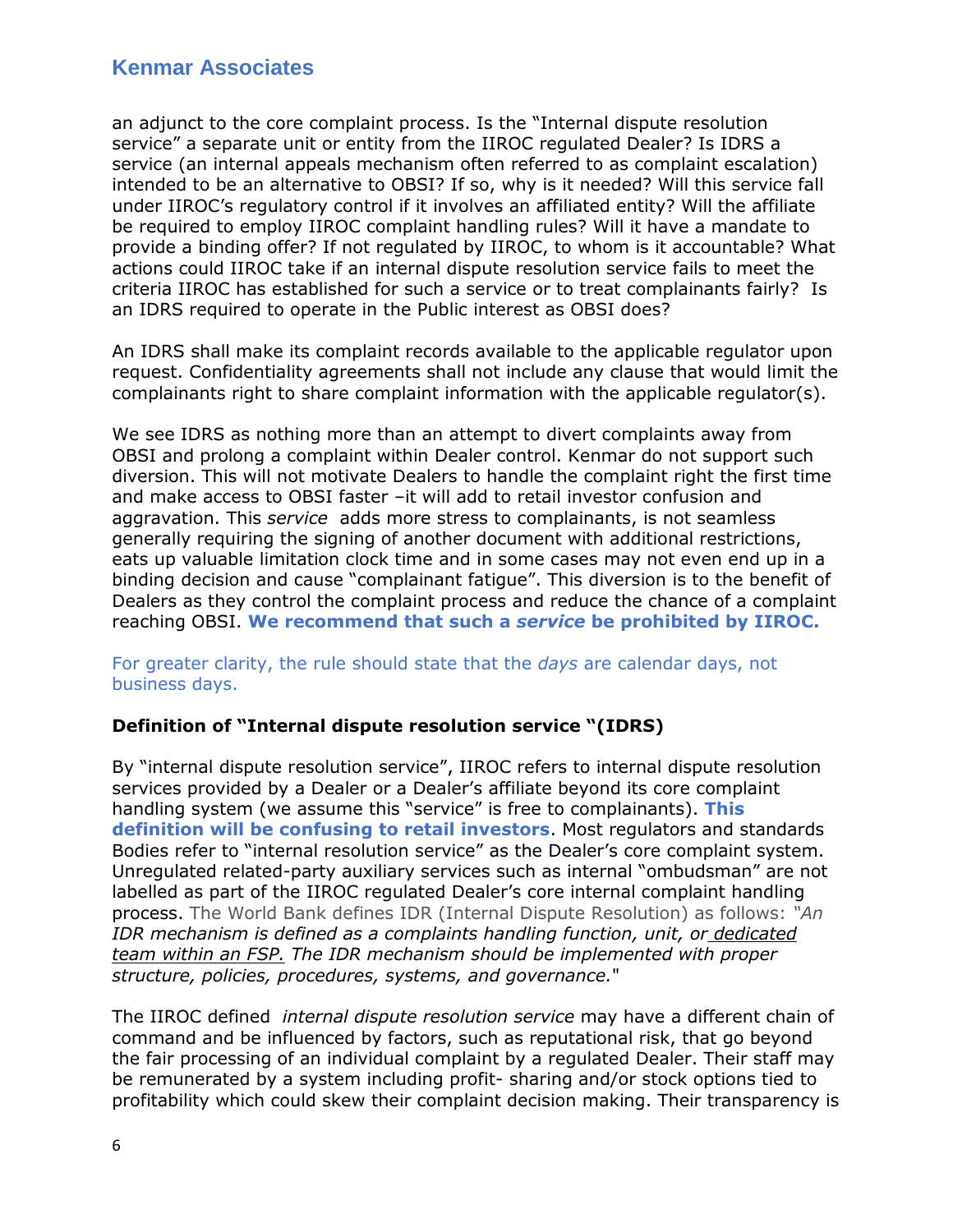an adjunct to the core complaint process. Is the "Internal dispute resolution service" a separate unit or entity from the IIROC regulated Dealer? Is IDRS a service (an internal appeals mechanism often referred to as complaint escalation) intended to be an alternative to OBSI? If so, why is it needed? Will this service fall under IIROC's regulatory control if it involves an affiliated entity? Will the affiliate be required to employ IIROC complaint handling rules? Will it have a mandate to provide a binding offer? If not regulated by IIROC, to whom is it accountable? What actions could IIROC take if an internal dispute resolution service fails to meet the criteria IIROC has established for such a service or to treat complainants fairly? Is an IDRS required to operate in the Public interest as OBSI does?

An IDRS shall make its complaint records available to the applicable regulator upon request. Confidentiality agreements shall not include any clause that would limit the complainants right to share complaint information with the applicable regulator(s).

We see IDRS as nothing more than an attempt to divert complaints away from OBSI and prolong a complaint within Dealer control. Kenmar do not support such diversion. This will not motivate Dealers to handle the complaint right the first time and make access to OBSI faster –it will add to retail investor confusion and aggravation. This *service* adds more stress to complainants, is not seamless generally requiring the signing of another document with additional restrictions, eats up valuable limitation clock time and in some cases may not even end up in a binding decision and cause "complainant fatigue". This diversion is to the benefit of Dealers as they control the complaint process and reduce the chance of a complaint reaching OBSI. **We recommend that such a *service* be prohibited by IIROC.**

For greater clarity, the rule should state that the *days* are calendar days, not business days.

**Definition of "Internal dispute resolution service "(IDRS)**

By "internal dispute resolution service", IIROC refers to internal dispute resolution services provided by a Dealer or a Dealer's affiliate beyond its core complaint handling system (we assume this "service" is free to complainants). **This definition will be confusing to retail investors**. Most regulators and standards Bodies refer to "internal resolution service" as the Dealer's core complaint system. Unregulated related-party auxiliary services such as internal "ombudsman" are not labelled as part of the IIROC regulated Dealer's core internal complaint handling process. The World Bank defines IDR (Internal Dispute Resolution) as follows: *"An IDR mechanism is defined as a complaints handling function, unit, or dedicated team within an FSP. The IDR mechanism should be implemented with proper structure, policies, procedures, systems, and governance."*

The IIROC defined *internal dispute resolution service* may have a different chain of command and be influenced by factors, such as reputational risk, that go beyond the fair processing of an individual complaint by a regulated Dealer. Their staff may be remunerated by a system including profit- sharing and/or stock options tied to profitability which could skew their complaint decision making. Their transparency is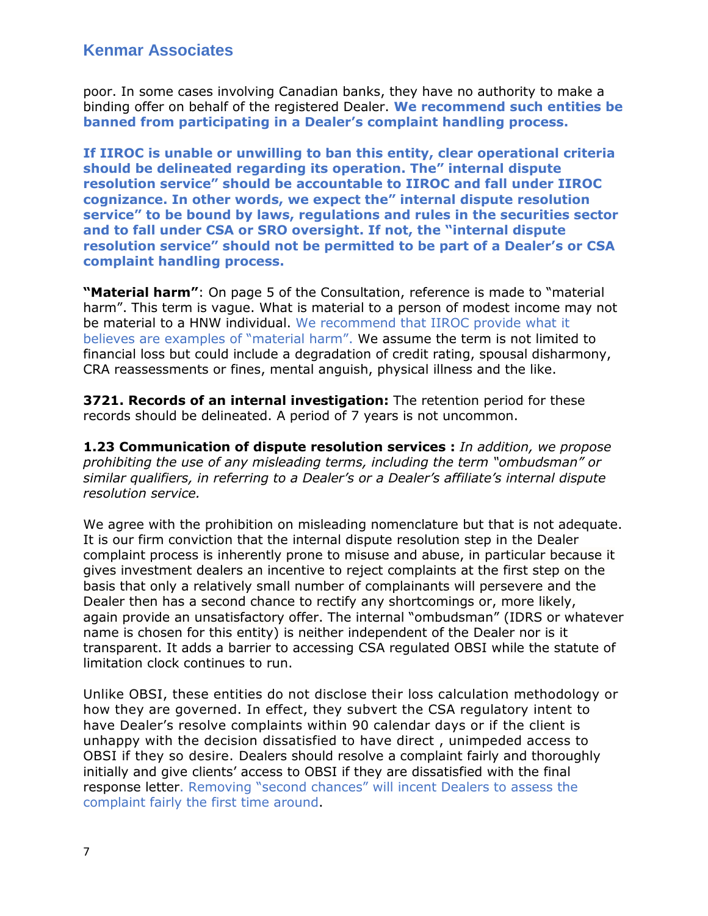poor. In some cases involving Canadian banks, they have no authority to make a binding offer on behalf of the registered Dealer. **We recommend such entities be banned from participating in a Dealer's complaint handling process.**

**If IIROC is unable or unwilling to ban this entity, clear operational criteria should be delineated regarding its operation. The" internal dispute resolution service" should be accountable to IIROC and fall under IIROC cognizance. In other words, we expect the" internal dispute resolution service" to be bound by laws, regulations and rules in the securities sector and to fall under CSA or SRO oversight. If not, the "internal dispute resolution service" should not be permitted to be part of a Dealer's or CSA complaint handling process.**

**"Material harm"**: On page 5 of the Consultation, reference is made to "material harm". This term is vague. What is material to a person of modest income may not be material to a HNW individual. We recommend that IIROC provide what it believes are examples of "material harm". We assume the term is not limited to financial loss but could include a degradation of credit rating, spousal disharmony, CRA reassessments or fines, mental anguish, physical illness and the like.

**3721. Records of an internal investigation:** The retention period for these records should be delineated. A period of 7 years is not uncommon.

**1.23 Communication of dispute resolution services :** *In addition, we propose prohibiting the use of any misleading terms, including the term "ombudsman" or similar qualifiers, in referring to a Dealer's or a Dealer's affiliate's internal dispute resolution service.*

We agree with the prohibition on misleading nomenclature but that is not adequate. It is our firm conviction that the internal dispute resolution step in the Dealer complaint process is inherently prone to misuse and abuse, in particular because it gives investment dealers an incentive to reject complaints at the first step on the basis that only a relatively small number of complainants will persevere and the Dealer then has a second chance to rectify any shortcomings or, more likely, again provide an unsatisfactory offer. The internal "ombudsman" (IDRS or whatever name is chosen for this entity) is neither independent of the Dealer nor is it transparent. It adds a barrier to accessing CSA regulated OBSI while the statute of limitation clock continues to run.

Unlike OBSI, these entities do not disclose their loss calculation methodology or how they are governed. In effect, they subvert the CSA regulatory intent to have Dealer's resolve complaints within 90 calendar days or if the client is unhappy with the decision dissatisfied to have direct , unimpeded access to OBSI if they so desire. Dealers should resolve a complaint fairly and thoroughly initially and give clients' access to OBSI if they are dissatisfied with the final response letter. Removing "second chances" will incent Dealers to assess the complaint fairly the first time around.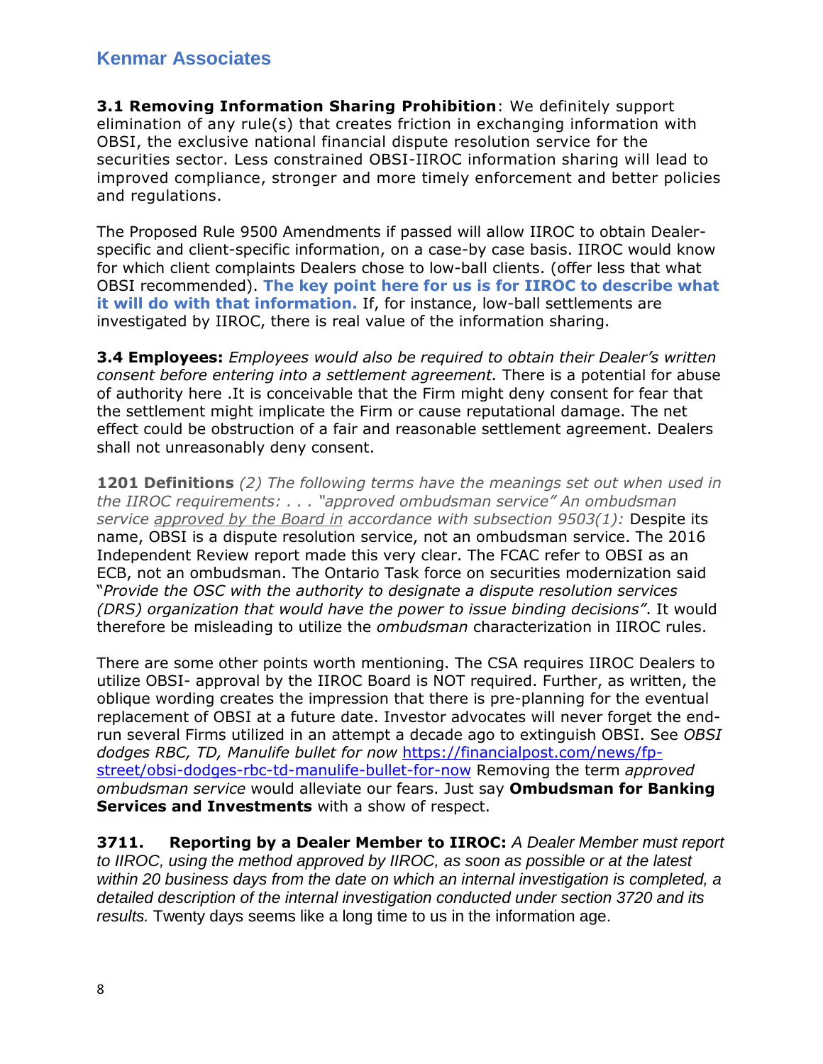**3.1 Removing Information Sharing Prohibition**: We definitely support elimination of any rule(s) that creates friction in exchanging information with OBSI, the exclusive national financial dispute resolution service for the securities sector. Less constrained OBSI-IIROC information sharing will lead to improved compliance, stronger and more timely enforcement and better policies and regulations.

The Proposed Rule 9500 Amendments if passed will allow IIROC to obtain Dealer-specific and client-specific information, on a case-by case basis. IIROC would know for which client complaints Dealers chose to low-ball clients. (offer less that what OBSI recommended). **The key point here for us is for IIROC to describe what it will do with that information.** If, for instance, low-ball settlements are investigated by IIROC, there is real value of the information sharing.

**3.4 Employees:** *Employees would also be required to obtain their Dealer's written consent before entering into a settlement agreement.* There is a potential for abuse of authority here .It is conceivable that the Firm might deny consent for fear that the settlement might implicate the Firm or cause reputational damage. The net effect could be obstruction of a fair and reasonable settlement agreement. Dealers shall not unreasonably deny consent.

**1201 Definitions** *(2) The following terms have the meanings set out when used in the IIROC requirements: . . . "approved ombudsman service" An ombudsman service approved by the Board in accordance with subsection 9503(1):* Despite its name, OBSI is a dispute resolution service, not an ombudsman service. The 2016 Independent Review report made this very clear. The FCAC refer to OBSI as an ECB, not an ombudsman. The Ontario Task force on securities modernization said "*Provide the OSC with the authority to designate a dispute resolution services (DRS) organization that would have the power to issue binding decisions"*. It would therefore be misleading to utilize the *ombudsman* characterization in IIROC rules.

There are some other points worth mentioning. The CSA requires IIROC Dealers to utilize OBSI- approval by the IIROC Board is NOT required. Further, as written, the oblique wording creates the impression that there is pre-planning for the eventual replacement of OBSI at a future date. Investor advocates will never forget the end-run several Firms utilized in an attempt a decade ago to extinguish OBSI. See *OBSI dodges RBC, TD, Manulife bullet for now* https://financialpost.com/news/fp-street/obsi-dodges-rbc-td-manulife-bullet-for-now Removing the term *approved ombudsman service* would alleviate our fears. Just say **Ombudsman for Banking Services and Investments** with a show of respect.

**3711. Reporting by a Dealer Member to IIROC:** *A Dealer Member must report to IIROC, using the method approved by IIROC, as soon as possible or at the latest within 20 business days from the date on which an internal investigation is completed, a detailed description of the internal investigation conducted under section 3720 and its results.* Twenty days seems like a long time to us in the information age.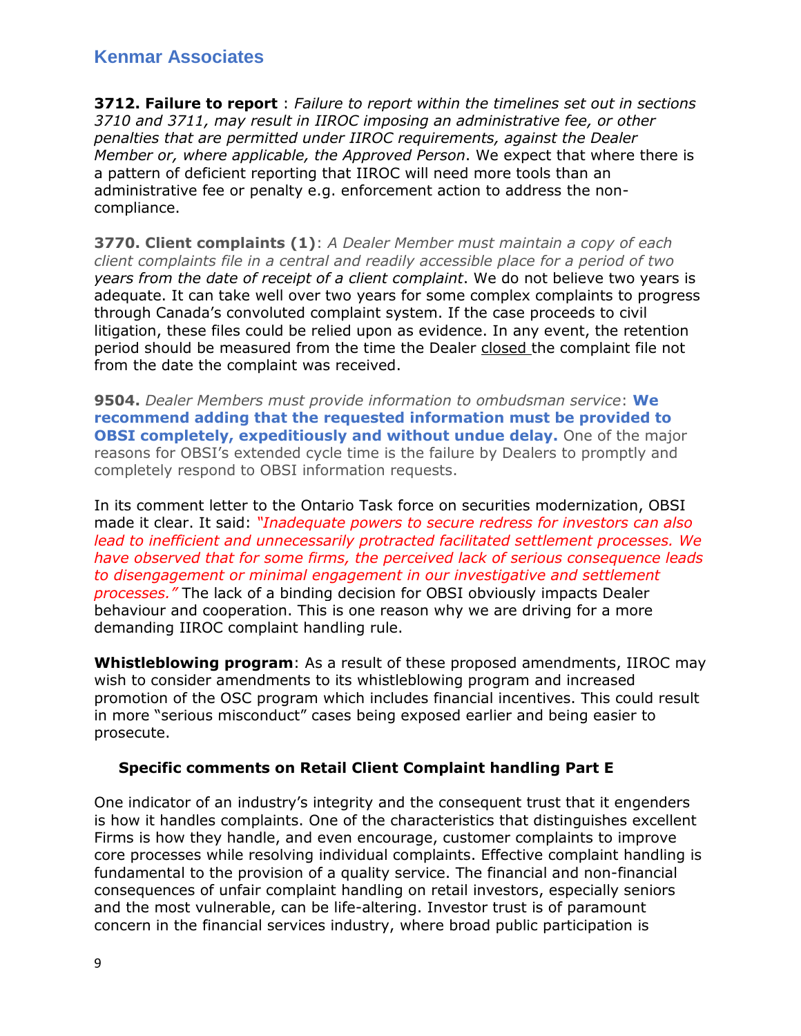**3712. Failure to report** : *Failure to report within the timelines set out in sections 3710 and 3711, may result in IIROC imposing an administrative fee, or other penalties that are permitted under IIROC requirements, against the Dealer Member or, where applicable, the Approved Person*. We expect that where there is a pattern of deficient reporting that IIROC will need more tools than an administrative fee or penalty e.g. enforcement action to address the non-compliance.

**3770. Client complaints (1)**: *A Dealer Member must maintain a copy of each client complaints file in a central and readily accessible place for a period of two years from the date of receipt of a client complaint*. We do not believe two years is adequate. It can take well over two years for some complex complaints to progress through Canada's convoluted complaint system. If the case proceeds to civil litigation, these files could be relied upon as evidence. In any event, the retention period should be measured from the time the Dealer closed the complaint file not from the date the complaint was received.

**9504.** *Dealer Members must provide information to ombudsman service*: **We recommend adding that the requested information must be provided to OBSI completely, expeditiously and without undue delay.** One of the major reasons for OBSI's extended cycle time is the failure by Dealers to promptly and completely respond to OBSI information requests.

In its comment letter to the Ontario Task force on securities modernization, OBSI made it clear. It said: *"Inadequate powers to secure redress for investors can also lead to inefficient and unnecessarily protracted facilitated settlement processes. We have observed that for some firms, the perceived lack of serious consequence leads to disengagement or minimal engagement in our investigative and settlement processes."* The lack of a binding decision for OBSI obviously impacts Dealer behaviour and cooperation. This is one reason why we are driving for a more demanding IIROC complaint handling rule.

**Whistleblowing program**: As a result of these proposed amendments, IIROC may wish to consider amendments to its whistleblowing program and increased promotion of the OSC program which includes financial incentives. This could result in more "serious misconduct" cases being exposed earlier and being easier to prosecute.

### Specific comments on Retail Client Complaint handling Part E

One indicator of an industry's integrity and the consequent trust that it engenders is how it handles complaints. One of the characteristics that distinguishes excellent Firms is how they handle, and even encourage, customer complaints to improve core processes while resolving individual complaints. Effective complaint handling is fundamental to the provision of a quality service. The financial and non-financial consequences of unfair complaint handling on retail investors, especially seniors and the most vulnerable, can be life-altering. Investor trust is of paramount concern in the financial services industry, where broad public participation is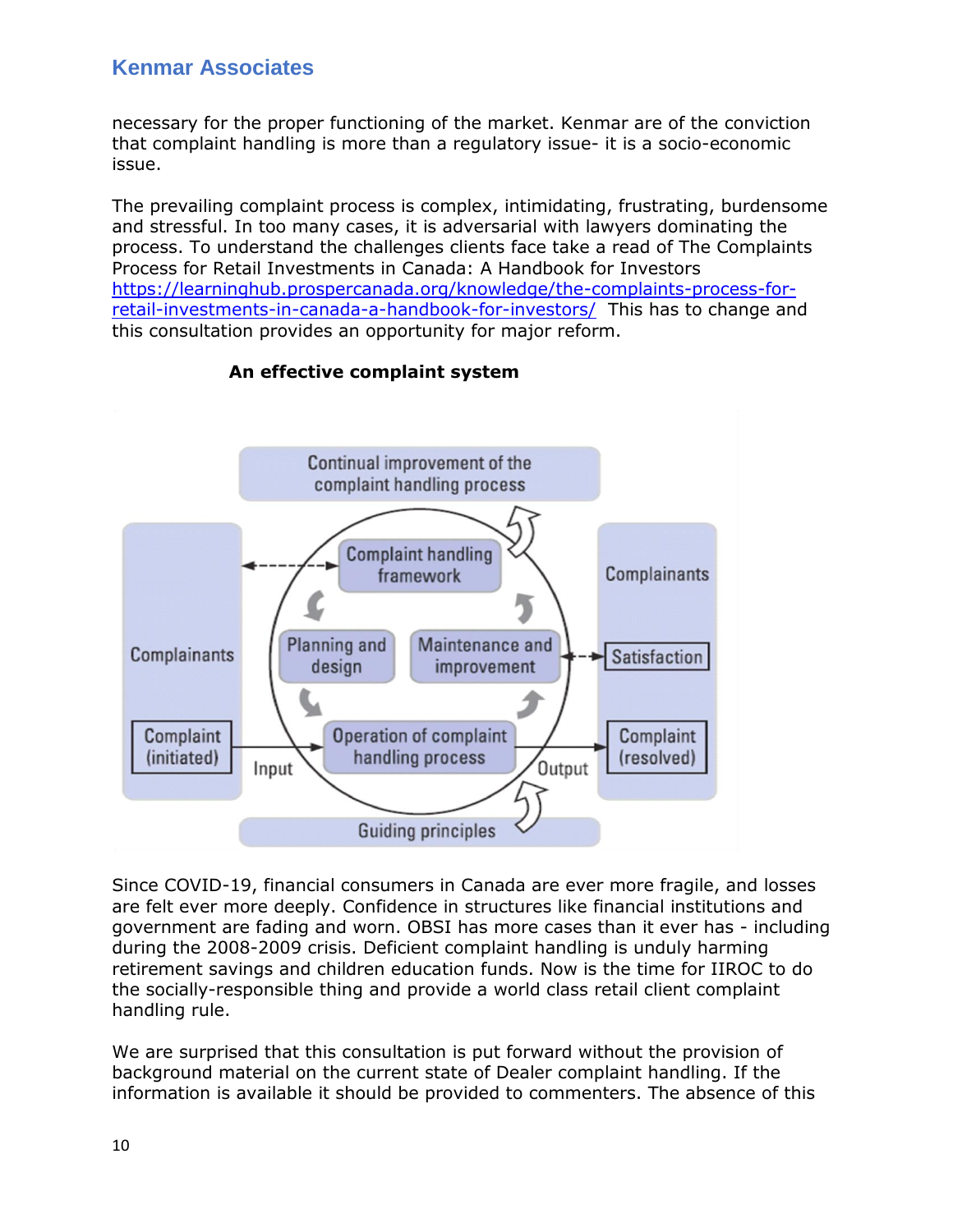necessary for the proper functioning of the market. Kenmar are of the conviction that complaint handling is more than a regulatory issue- it is a socio-economic issue.

The prevailing complaint process is complex, intimidating, frustrating, burdensome and stressful. In too many cases, it is adversarial with lawyers dominating the process. To understand the challenges clients face take a read of The Complaints Process for Retail Investments in Canada: A Handbook for Investors https://learninghub.prospercanada.org/knowledge/the-complaints-process-for-retail-investments-in-canada-a-handbook-for-investors/ This has to change and this consultation provides an opportunity for major reform.

**An effective complaint system**

Continual improvement of the complaint handling process

Complainants — Complaint (initiated) — Input — Complaint handling framework — Planning and design — Operation of complaint handling process — Maintenance and improvement — Output — Complainants — Satisfaction — Complaint (resolved)

Guiding principles

Since COVID-19, financial consumers in Canada are ever more fragile, and losses are felt ever more deeply. Confidence in structures like financial institutions and government are fading and worn. OBSI has more cases than it ever has - including during the 2008-2009 crisis. Deficient complaint handling is unduly harming retirement savings and children education funds. Now is the time for IIROC to do the socially-responsible thing and provide a world class retail client complaint handling rule.

We are surprised that this consultation is put forward without the provision of background material on the current state of Dealer complaint handling. If the information is available it should be provided to commenters. The absence of this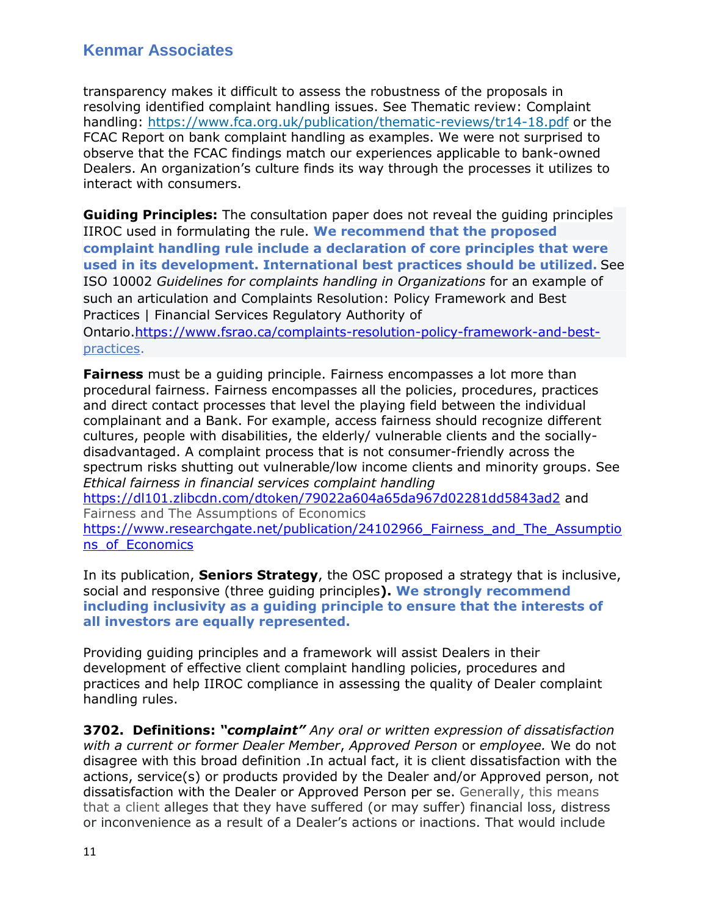transparency makes it difficult to assess the robustness of the proposals in resolving identified complaint handling issues. See Thematic review: Complaint handling: https://www.fca.org.uk/publication/thematic-reviews/tr14-18.pdf or the FCAC Report on bank complaint handling as examples. We were not surprised to observe that the FCAC findings match our experiences applicable to bank-owned Dealers. An organization's culture finds its way through the processes it utilizes to interact with consumers.

**Guiding Principles:** The consultation paper does not reveal the guiding principles IIROC used in formulating the rule. **We recommend that the proposed complaint handling rule include a declaration of core principles that were used in its development. International best practices should be utilized.** See ISO 10002 *Guidelines for complaints handling in Organizations* for an example of such an articulation and Complaints Resolution: Policy Framework and Best Practices | Financial Services Regulatory Authority of Ontario.https://www.fsrao.ca/complaints-resolution-policy-framework-and-best-practices.

**Fairness** must be a guiding principle. Fairness encompasses a lot more than procedural fairness. Fairness encompasses all the policies, procedures, practices and direct contact processes that level the playing field between the individual complainant and a Bank. For example, access fairness should recognize different cultures, people with disabilities, the elderly/ vulnerable clients and the socially-disadvantaged. A complaint process that is not consumer-friendly across the spectrum risks shutting out vulnerable/low income clients and minority groups. See *Ethical fairness in financial services complaint handling* https://dl101.zlibcdn.com/dtoken/79022a604a65da967d02281dd5843ad2 and Fairness and The Assumptions of Economics https://www.researchgate.net/publication/24102966_Fairness_and_The_Assumptions_of_Economics

In its publication, **Seniors Strategy**, the OSC proposed a strategy that is inclusive, social and responsive (three guiding principles**). We strongly recommend including inclusivity as a guiding principle to ensure that the interests of all investors are equally represented.**

Providing guiding principles and a framework will assist Dealers in their development of effective client complaint handling policies, procedures and practices and help IIROC compliance in assessing the quality of Dealer complaint handling rules.

**3702. Definitions:** ***"complaint"*** *Any oral or written expression of dissatisfaction with a current or former Dealer Member*, *Approved Person* or *employee.* We do not disagree with this broad definition .In actual fact, it is client dissatisfaction with the actions, service(s) or products provided by the Dealer and/or Approved person, not dissatisfaction with the Dealer or Approved Person per se. Generally, this means that a client alleges that they have suffered (or may suffer) financial loss, distress or inconvenience as a result of a Dealer's actions or inactions. That would include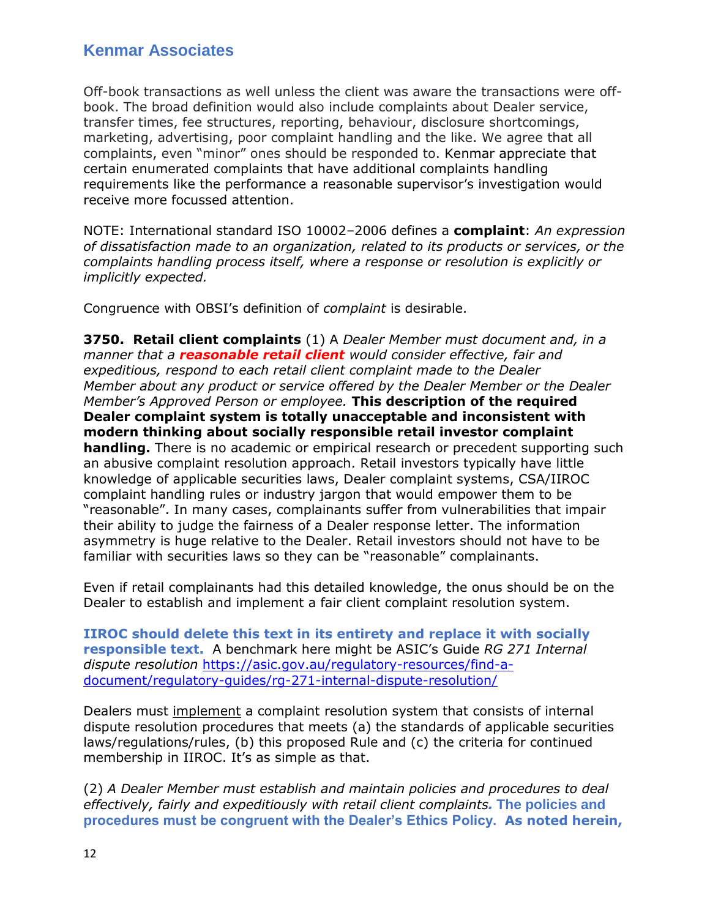Off-book transactions as well unless the client was aware the transactions were off-book. The broad definition would also include complaints about Dealer service, transfer times, fee structures, reporting, behaviour, disclosure shortcomings, marketing, advertising, poor complaint handling and the like. We agree that all complaints, even "minor" ones should be responded to. Kenmar appreciate that certain enumerated complaints that have additional complaints handling requirements like the performance a reasonable supervisor's investigation would receive more focussed attention.

NOTE: International standard ISO 10002–2006 defines a **complaint**: *An expression of dissatisfaction made to an organization, related to its products or services, or the complaints handling process itself, where a response or resolution is explicitly or implicitly expected.*

Congruence with OBSI's definition of *complaint* is desirable.

**3750. Retail client complaints** (1) A *Dealer Member must document and, in a manner that a* ***reasonable retail client*** *would consider effective, fair and expeditious, respond to each retail client complaint made to the Dealer Member about any product or service offered by the Dealer Member or the Dealer Member's Approved Person or employee.* **This description of the required Dealer complaint system is totally unacceptable and inconsistent with modern thinking about socially responsible retail investor complaint handling.** There is no academic or empirical research or precedent supporting such an abusive complaint resolution approach. Retail investors typically have little knowledge of applicable securities laws, Dealer complaint systems, CSA/IIROC complaint handling rules or industry jargon that would empower them to be "reasonable". In many cases, complainants suffer from vulnerabilities that impair their ability to judge the fairness of a Dealer response letter. The information asymmetry is huge relative to the Dealer. Retail investors should not have to be familiar with securities laws so they can be "reasonable" complainants.

Even if retail complainants had this detailed knowledge, the onus should be on the Dealer to establish and implement a fair client complaint resolution system.

**IIROC should delete this text in its entirety and replace it with socially responsible text.** A benchmark here might be ASIC's Guide *RG 271 Internal dispute resolution* https://asic.gov.au/regulatory-resources/find-a-document/regulatory-guides/rg-271-internal-dispute-resolution/

Dealers must implement a complaint resolution system that consists of internal dispute resolution procedures that meets (a) the standards of applicable securities laws/regulations/rules, (b) this proposed Rule and (c) the criteria for continued membership in IIROC. It's as simple as that.

(2) *A Dealer Member must establish and maintain policies and procedures to deal effectively, fairly and expeditiously with retail client complaints.* **The policies and procedures must be congruent with the Dealer's Ethics Policy. As noted herein,**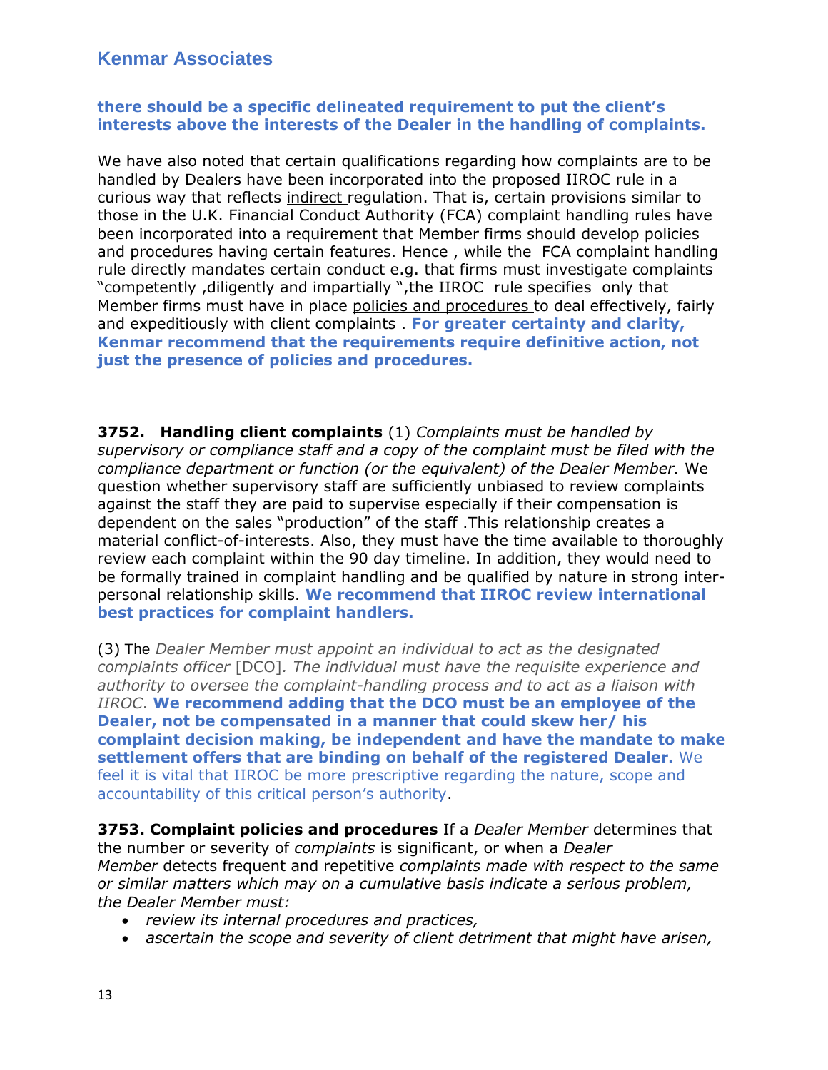**there should be a specific delineated requirement to put the client's interests above the interests of the Dealer in the handling of complaints.**

We have also noted that certain qualifications regarding how complaints are to be handled by Dealers have been incorporated into the proposed IIROC rule in a curious way that reflects indirect regulation. That is, certain provisions similar to those in the U.K. Financial Conduct Authority (FCA) complaint handling rules have been incorporated into a requirement that Member firms should develop policies and procedures having certain features. Hence , while the FCA complaint handling rule directly mandates certain conduct e.g. that firms must investigate complaints "competently ,diligently and impartially ",the IIROC rule specifies only that Member firms must have in place policies and procedures to deal effectively, fairly and expeditiously with client complaints . **For greater certainty and clarity, Kenmar recommend that the requirements require definitive action, not just the presence of policies and procedures.**

**3752. Handling client complaints** (1) *Complaints must be handled by supervisory or compliance staff and a copy of the complaint must be filed with the compliance department or function (or the equivalent) of the Dealer Member.* We question whether supervisory staff are sufficiently unbiased to review complaints against the staff they are paid to supervise especially if their compensation is dependent on the sales "production" of the staff .This relationship creates a material conflict-of-interests. Also, they must have the time available to thoroughly review each complaint within the 90 day timeline. In addition, they would need to be formally trained in complaint handling and be qualified by nature in strong inter-personal relationship skills. **We recommend that IIROC review international best practices for complaint handlers.**

(3) The *Dealer Member must appoint an individual to act as the designated complaints officer* [DCO]*. The individual must have the requisite experience and authority to oversee the complaint-handling process and to act as a liaison with IIROC*. **We recommend adding that the DCO must be an employee of the Dealer, not be compensated in a manner that could skew her/ his complaint decision making, be independent and have the mandate to make settlement offers that are binding on behalf of the registered Dealer.** We feel it is vital that IIROC be more prescriptive regarding the nature, scope and accountability of this critical person's authority.

**3753. Complaint policies and procedures** If a *Dealer Member* determines that the number or severity of *complaints* is significant, or when a *Dealer Member* detects frequent and repetitive *complaints made with respect to the same or similar matters which may on a cumulative basis indicate a serious problem, the Dealer Member must:*

- *review its internal procedures and practices,*
- *ascertain the scope and severity of client detriment that might have arisen,*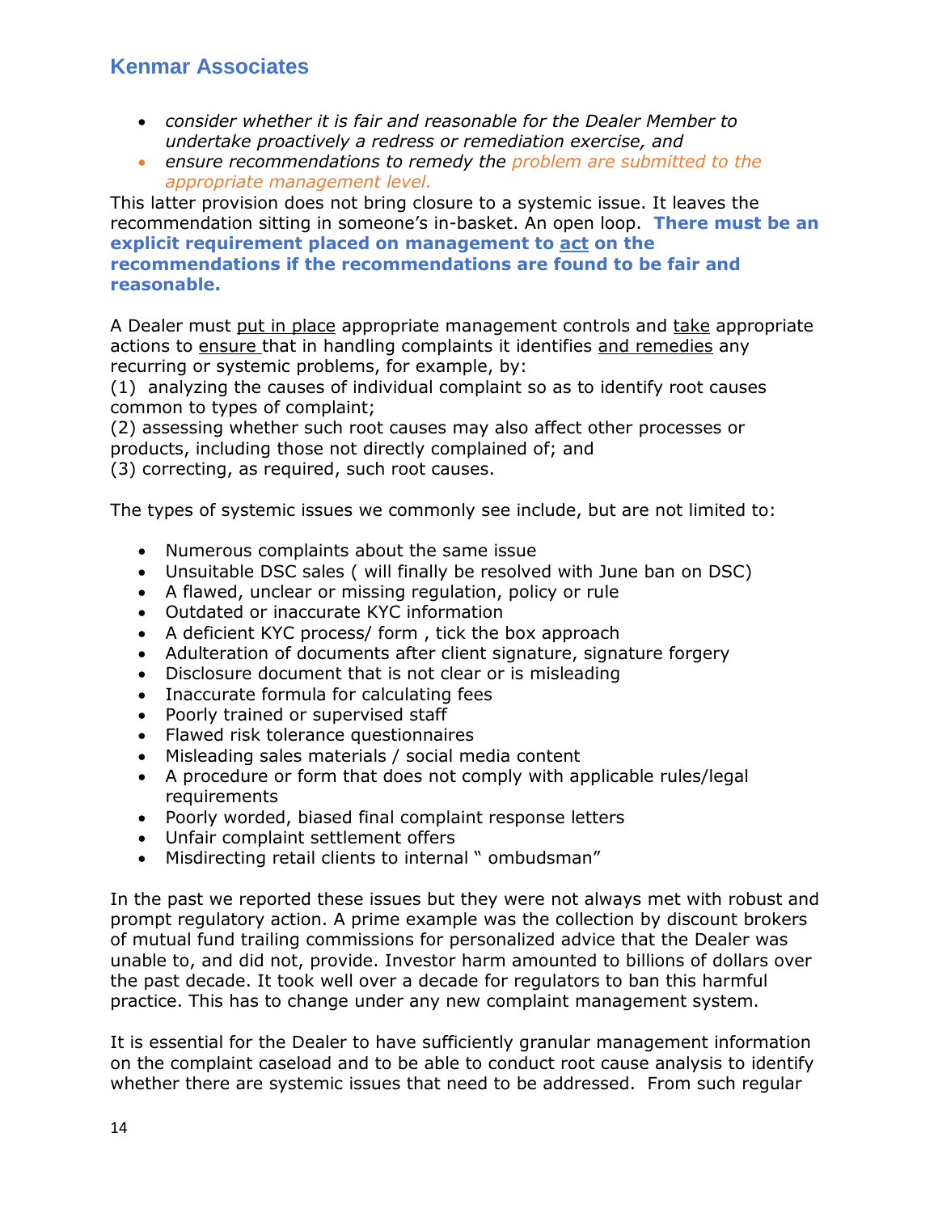- *consider whether it is fair and reasonable for the Dealer Member to undertake proactively a redress or remediation exercise, and*
- *ensure recommendations to remedy the problem are submitted to the appropriate management level.*

This latter provision does not bring closure to a systemic issue. It leaves the recommendation sitting in someone's in-basket. An open loop. **There must be an explicit requirement placed on management to act on the recommendations if the recommendations are found to be fair and reasonable.**

A Dealer must put in place appropriate management controls and take appropriate actions to ensure that in handling complaints it identifies and remedies any recurring or systemic problems, for example, by:
(1) analyzing the causes of individual complaint so as to identify root causes common to types of complaint;
(2) assessing whether such root causes may also affect other processes or products, including those not directly complained of; and
(3) correcting, as required, such root causes.

The types of systemic issues we commonly see include, but are not limited to:

- Numerous complaints about the same issue
- Unsuitable DSC sales ( will finally be resolved with June ban on DSC)
- A flawed, unclear or missing regulation, policy or rule
- Outdated or inaccurate KYC information
- A deficient KYC process/ form , tick the box approach
- Adulteration of documents after client signature, signature forgery
- Disclosure document that is not clear or is misleading
- Inaccurate formula for calculating fees
- Poorly trained or supervised staff
- Flawed risk tolerance questionnaires
- Misleading sales materials / social media content
- A procedure or form that does not comply with applicable rules/legal requirements
- Poorly worded, biased final complaint response letters
- Unfair complaint settlement offers
- Misdirecting retail clients to internal " ombudsman"

In the past we reported these issues but they were not always met with robust and prompt regulatory action. A prime example was the collection by discount brokers of mutual fund trailing commissions for personalized advice that the Dealer was unable to, and did not, provide. Investor harm amounted to billions of dollars over the past decade. It took well over a decade for regulators to ban this harmful practice. This has to change under any new complaint management system.

It is essential for the Dealer to have sufficiently granular management information on the complaint caseload and to be able to conduct root cause analysis to identify whether there are systemic issues that need to be addressed. From such regular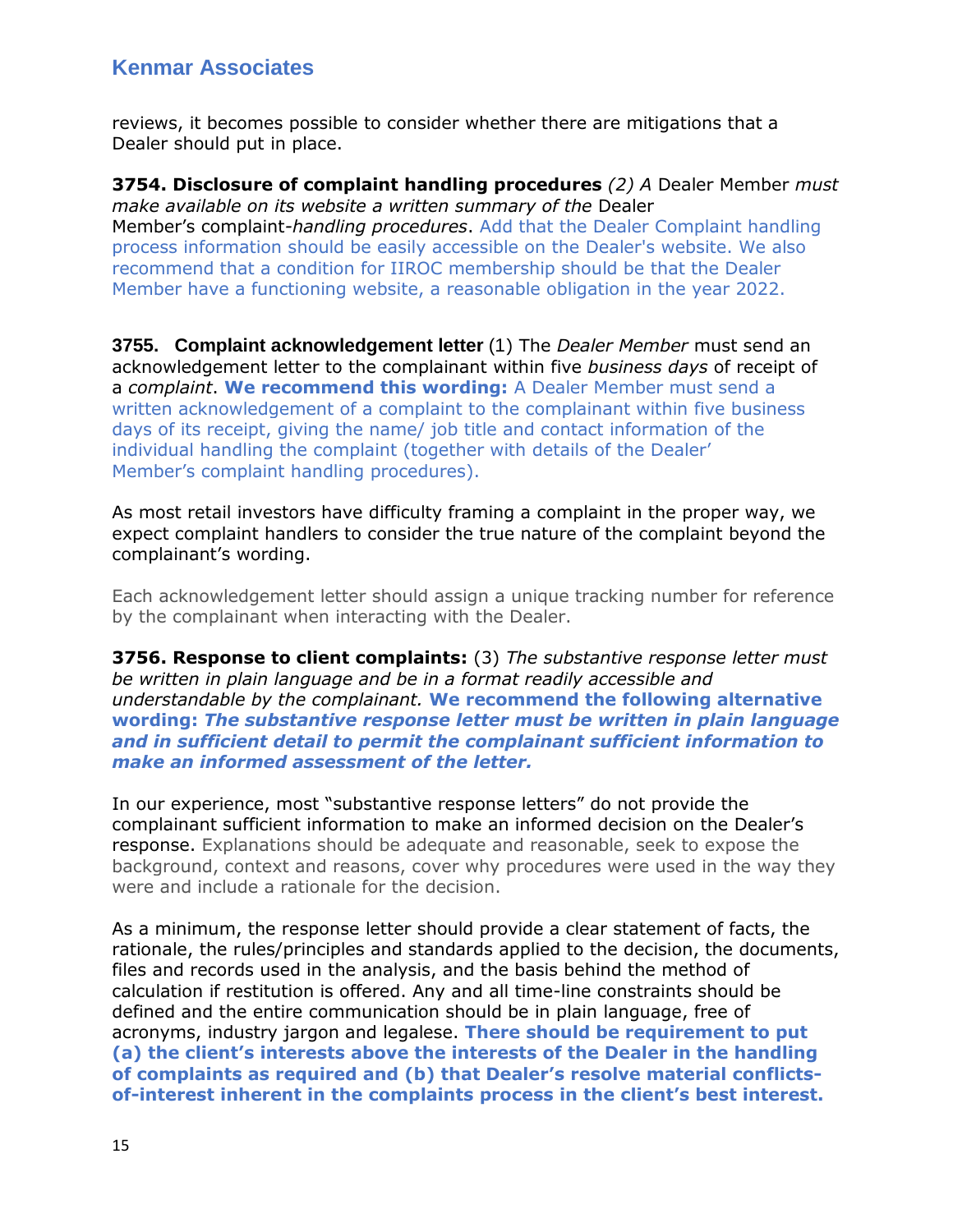reviews, it becomes possible to consider whether there are mitigations that a Dealer should put in place.

**3754. Disclosure of complaint handling procedures** *(2) A* Dealer Member *must make available on its website a written summary of the* Dealer Member's complaint-*handling procedures*. Add that the Dealer Complaint handling process information should be easily accessible on the Dealer's website. We also recommend that a condition for IIROC membership should be that the Dealer Member have a functioning website, a reasonable obligation in the year 2022.

**3755. Complaint acknowledgement letter** (1) The *Dealer Member* must send an acknowledgement letter to the complainant within five *business days* of receipt of a *complaint*. **We recommend this wording:** A Dealer Member must send a written acknowledgement of a complaint to the complainant within five business days of its receipt, giving the name/ job title and contact information of the individual handling the complaint (together with details of the Dealer' Member's complaint handling procedures).

As most retail investors have difficulty framing a complaint in the proper way, we expect complaint handlers to consider the true nature of the complaint beyond the complainant's wording.

Each acknowledgement letter should assign a unique tracking number for reference by the complainant when interacting with the Dealer.

**3756. Response to client complaints:** (3) *The substantive response letter must be written in plain language and be in a format readily accessible and understandable by the complainant.* **We recommend the following alternative wording:** ***The substantive response letter must be written in plain language and in sufficient detail to permit the complainant sufficient information to make an informed assessment of the letter.***

In our experience, most "substantive response letters" do not provide the complainant sufficient information to make an informed decision on the Dealer's response. Explanations should be adequate and reasonable, seek to expose the background, context and reasons, cover why procedures were used in the way they were and include a rationale for the decision.

As a minimum, the response letter should provide a clear statement of facts, the rationale, the rules/principles and standards applied to the decision, the documents, files and records used in the analysis, and the basis behind the method of calculation if restitution is offered. Any and all time-line constraints should be defined and the entire communication should be in plain language, free of acronyms, industry jargon and legalese. **There should be requirement to put (a) the client's interests above the interests of the Dealer in the handling of complaints as required and (b) that Dealer's resolve material conflicts-of-interest inherent in the complaints process in the client's best interest.**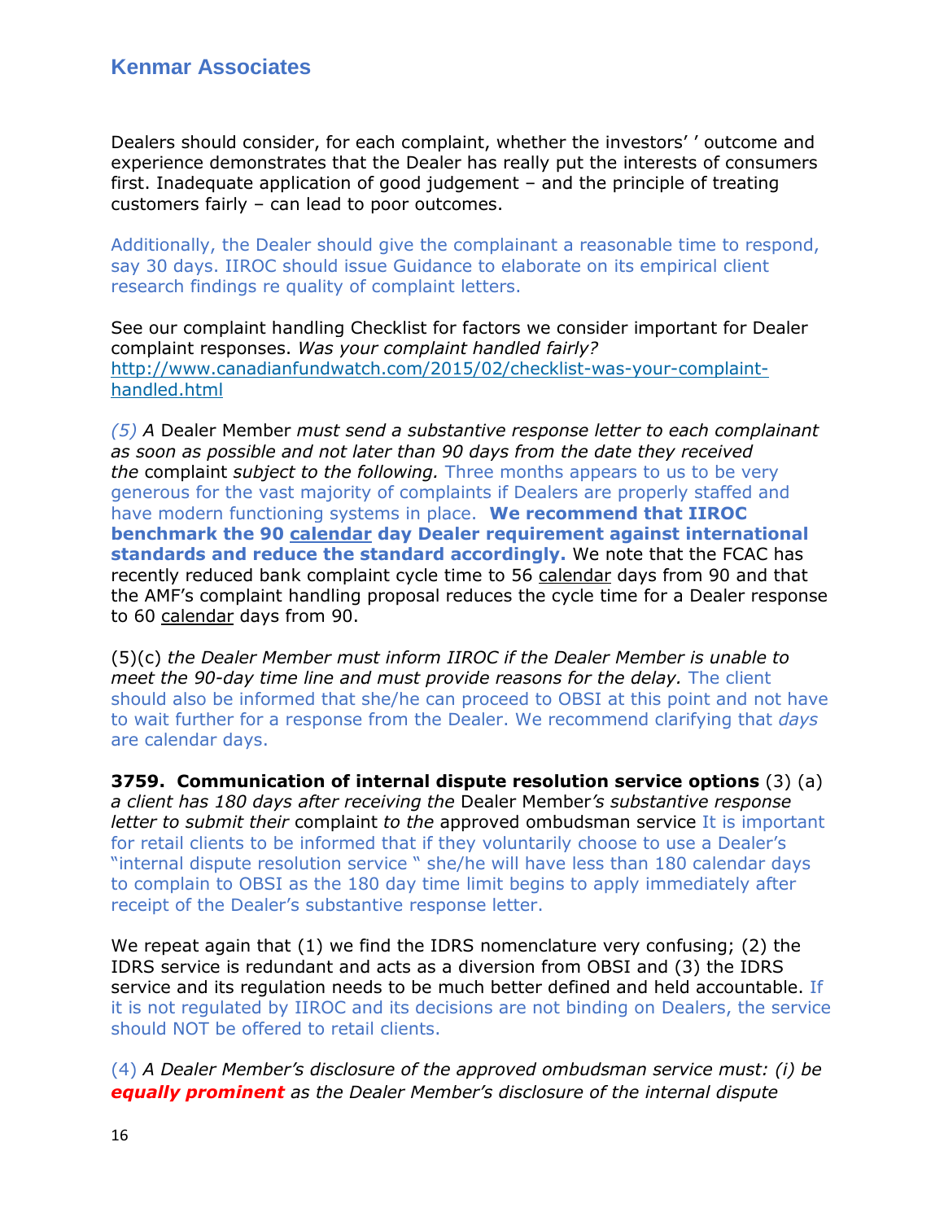Dealers should consider, for each complaint, whether the investors' ' outcome and experience demonstrates that the Dealer has really put the interests of consumers first. Inadequate application of good judgement – and the principle of treating customers fairly – can lead to poor outcomes.

Additionally, the Dealer should give the complainant a reasonable time to respond, say 30 days. IIROC should issue Guidance to elaborate on its empirical client research findings re quality of complaint letters.

See our complaint handling Checklist for factors we consider important for Dealer complaint responses. *Was your complaint handled fairly?* http://www.canadianfundwatch.com/2015/02/checklist-was-your-complaint-handled.html

*(5) A* Dealer Member *must send a substantive response letter to each complainant as soon as possible and not later than 90 days from the date they received the* complaint *subject to the following.* Three months appears to us to be very generous for the vast majority of complaints if Dealers are properly staffed and have modern functioning systems in place. **We recommend that IIROC benchmark the 90 <u>calendar</u> day Dealer requirement against international standards and reduce the standard accordingly.** We note that the FCAC has recently reduced bank complaint cycle time to 56 <u>calendar</u> days from 90 and that the AMF's complaint handling proposal reduces the cycle time for a Dealer response to 60 <u>calendar</u> days from 90.

(5)(c) *the Dealer Member must inform IIROC if the Dealer Member is unable to meet the 90-day time line and must provide reasons for the delay.* The client should also be informed that she/he can proceed to OBSI at this point and not have to wait further for a response from the Dealer. We recommend clarifying that *days* are calendar days.

**3759. Communication of internal dispute resolution service options** (3) (a) *a client has 180 days after receiving the* Dealer Member*'s substantive response letter to submit their* complaint *to the* approved ombudsman service It is important for retail clients to be informed that if they voluntarily choose to use a Dealer's "internal dispute resolution service " she/he will have less than 180 calendar days to complain to OBSI as the 180 day time limit begins to apply immediately after receipt of the Dealer's substantive response letter.

We repeat again that (1) we find the IDRS nomenclature very confusing; (2) the IDRS service is redundant and acts as a diversion from OBSI and (3) the IDRS service and its regulation needs to be much better defined and held accountable. If it is not regulated by IIROC and its decisions are not binding on Dealers, the service should NOT be offered to retail clients.

(4) *A Dealer Member's disclosure of the approved ombudsman service must: (i) be* ***equally prominent*** *as the Dealer Member's disclosure of the internal dispute*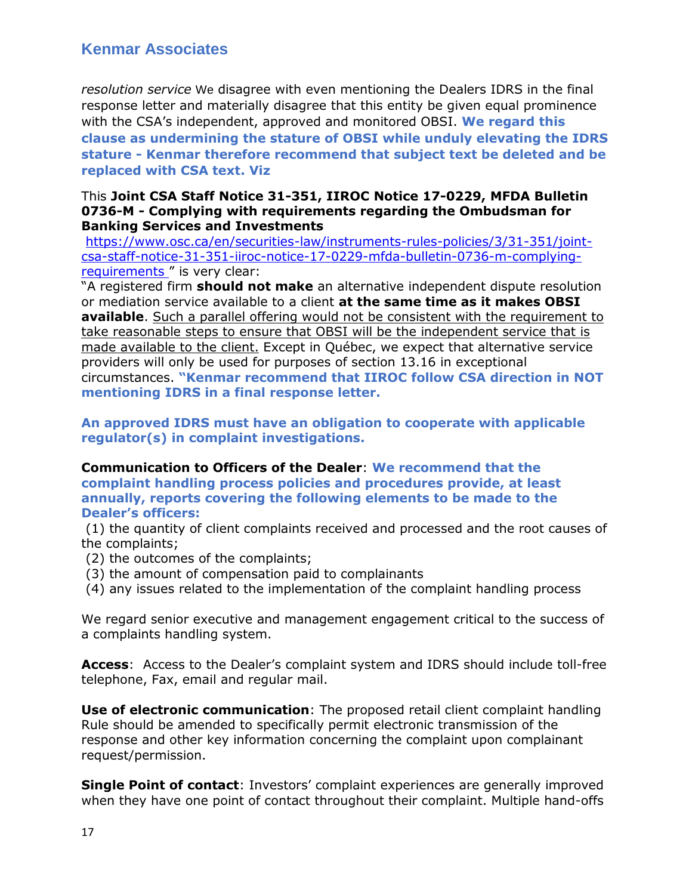*resolution service* We disagree with even mentioning the Dealers IDRS in the final response letter and materially disagree that this entity be given equal prominence with the CSA's independent, approved and monitored OBSI. **We regard this clause as undermining the stature of OBSI while unduly elevating the IDRS stature - Kenmar therefore recommend that subject text be deleted and be replaced with CSA text. Viz**

This **Joint CSA Staff Notice 31-351, IIROC Notice 17-0229, MFDA Bulletin 0736-M - Complying with requirements regarding the Ombudsman for Banking Services and Investments**
https://www.osc.ca/en/securities-law/instruments-rules-policies/3/31-351/joint-csa-staff-notice-31-351-iiroc-notice-17-0229-mfda-bulletin-0736-m-complying-requirements " is very clear:

"A registered firm **should not make** an alternative independent dispute resolution or mediation service available to a client **at the same time as it makes OBSI available**. Such a parallel offering would not be consistent with the requirement to take reasonable steps to ensure that OBSI will be the independent service that is made available to the client. Except in Québec, we expect that alternative service providers will only be used for purposes of section 13.16 in exceptional circumstances. **"Kenmar recommend that IIROC follow CSA direction in NOT mentioning IDRS in a final response letter.**

**An approved IDRS must have an obligation to cooperate with applicable regulator(s) in complaint investigations.**

**Communication to Officers of the Dealer**: **We recommend that the complaint handling process policies and procedures provide, at least annually, reports covering the following elements to be made to the Dealer's officers:**

(1) the quantity of client complaints received and processed and the root causes of the complaints;
(2) the outcomes of the complaints;
(3) the amount of compensation paid to complainants
(4) any issues related to the implementation of the complaint handling process

We regard senior executive and management engagement critical to the success of a complaints handling system.

**Access**: Access to the Dealer's complaint system and IDRS should include toll-free telephone, Fax, email and regular mail.

**Use of electronic communication**: The proposed retail client complaint handling Rule should be amended to specifically permit electronic transmission of the response and other key information concerning the complaint upon complainant request/permission.

**Single Point of contact**: Investors' complaint experiences are generally improved when they have one point of contact throughout their complaint. Multiple hand-offs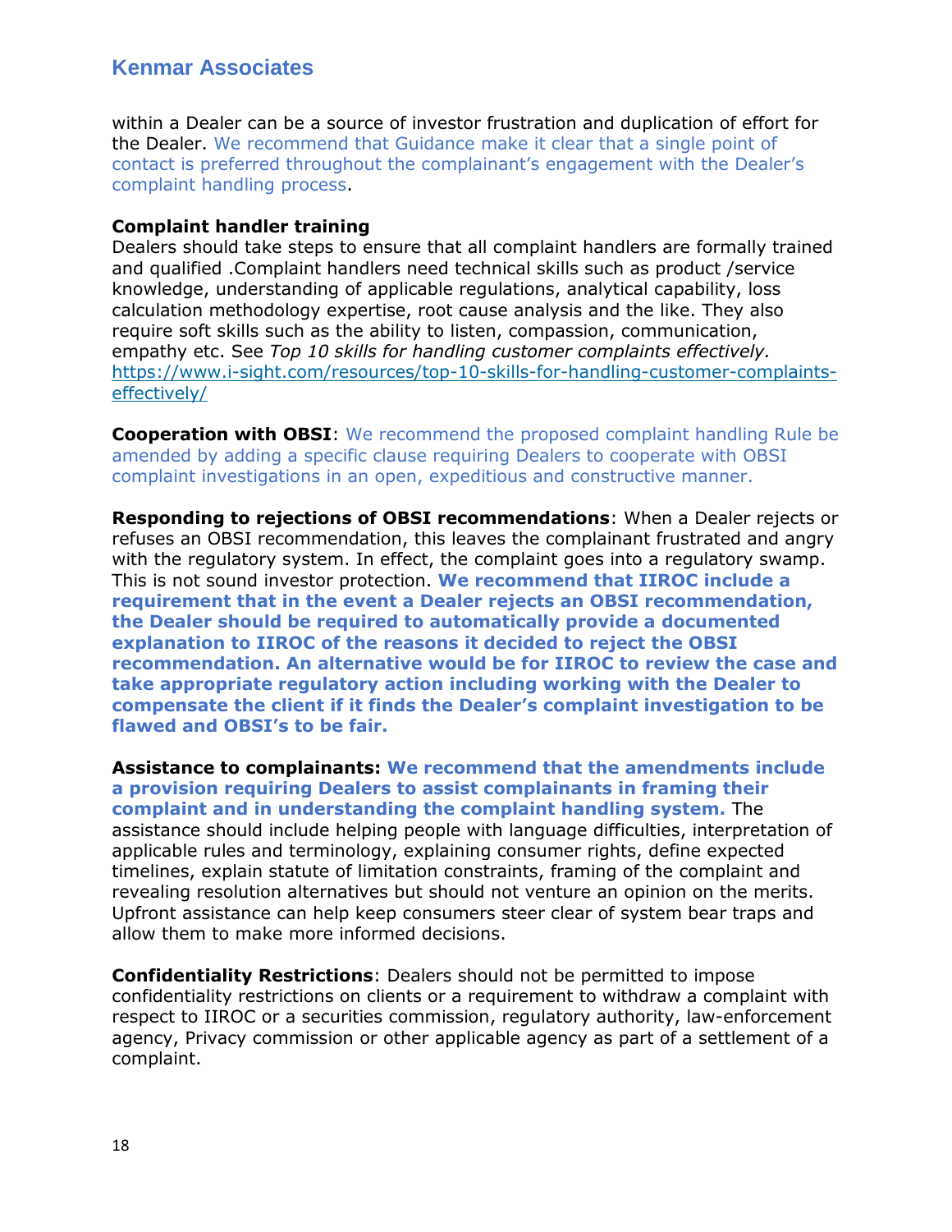within a Dealer can be a source of investor frustration and duplication of effort for the Dealer. We recommend that Guidance make it clear that a single point of contact is preferred throughout the complainant's engagement with the Dealer's complaint handling process.

**Complaint handler training**

Dealers should take steps to ensure that all complaint handlers are formally trained and qualified .Complaint handlers need technical skills such as product /service knowledge, understanding of applicable regulations, analytical capability, loss calculation methodology expertise, root cause analysis and the like. They also require soft skills such as the ability to listen, compassion, communication, empathy etc. See *Top 10 skills for handling customer complaints effectively.* https://www.i-sight.com/resources/top-10-skills-for-handling-customer-complaints-effectively/

**Cooperation with OBSI**: We recommend the proposed complaint handling Rule be amended by adding a specific clause requiring Dealers to cooperate with OBSI complaint investigations in an open, expeditious and constructive manner.

**Responding to rejections of OBSI recommendations**: When a Dealer rejects or refuses an OBSI recommendation, this leaves the complainant frustrated and angry with the regulatory system. In effect, the complaint goes into a regulatory swamp. This is not sound investor protection. **We recommend that IIROC include a requirement that in the event a Dealer rejects an OBSI recommendation, the Dealer should be required to automatically provide a documented explanation to IIROC of the reasons it decided to reject the OBSI recommendation. An alternative would be for IIROC to review the case and take appropriate regulatory action including working with the Dealer to compensate the client if it finds the Dealer's complaint investigation to be flawed and OBSI's to be fair.**

**Assistance to complainants: We recommend that the amendments include a provision requiring Dealers to assist complainants in framing their complaint and in understanding the complaint handling system.** The assistance should include helping people with language difficulties, interpretation of applicable rules and terminology, explaining consumer rights, define expected timelines, explain statute of limitation constraints, framing of the complaint and revealing resolution alternatives but should not venture an opinion on the merits. Upfront assistance can help keep consumers steer clear of system bear traps and allow them to make more informed decisions.

**Confidentiality Restrictions**: Dealers should not be permitted to impose confidentiality restrictions on clients or a requirement to withdraw a complaint with respect to IIROC or a securities commission, regulatory authority, law-enforcement agency, Privacy commission or other applicable agency as part of a settlement of a complaint.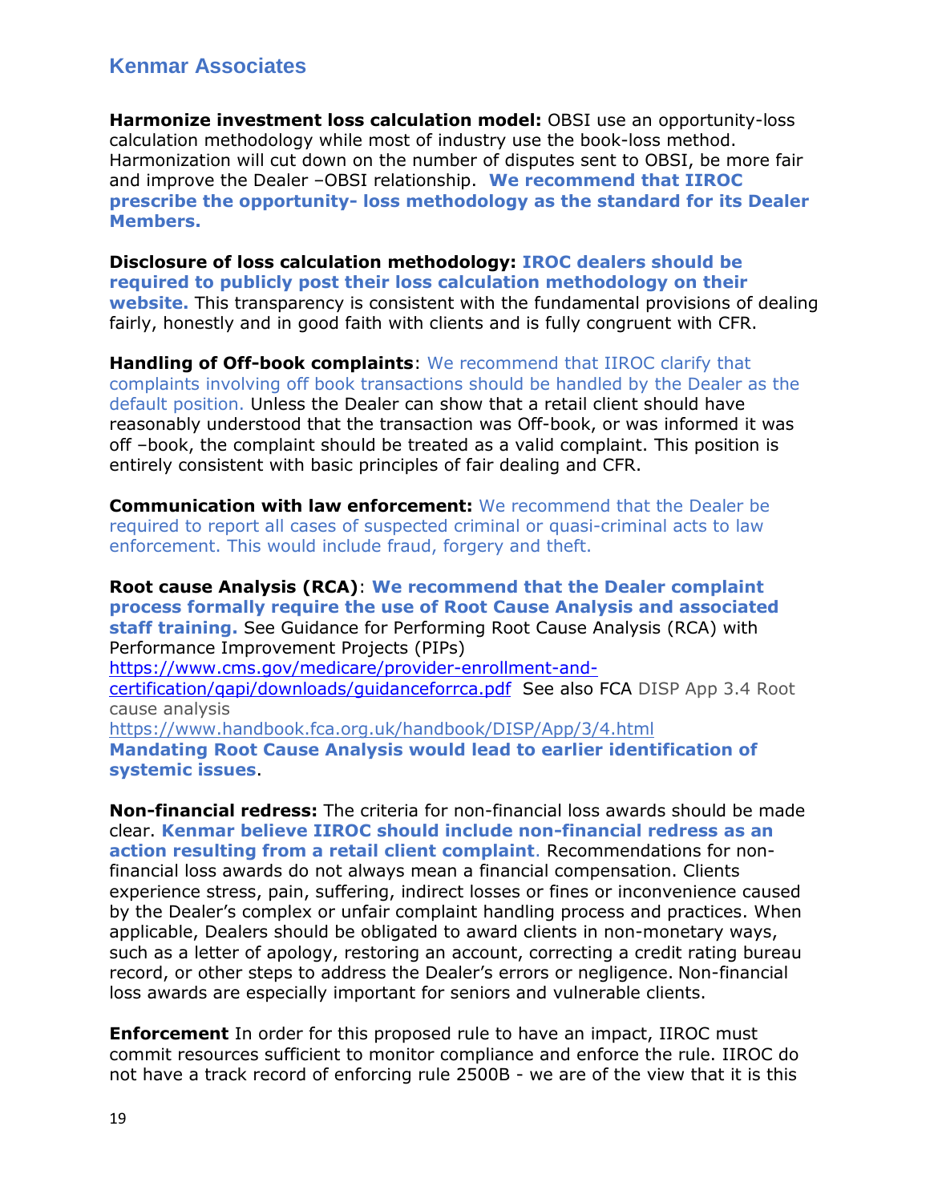**Harmonize investment loss calculation model:** OBSI use an opportunity-loss calculation methodology while most of industry use the book-loss method. Harmonization will cut down on the number of disputes sent to OBSI, be more fair and improve the Dealer –OBSI relationship. **We recommend that IIROC prescribe the opportunity- loss methodology as the standard for its Dealer Members.**

**Disclosure of loss calculation methodology: IROC dealers should be required to publicly post their loss calculation methodology on their website.** This transparency is consistent with the fundamental provisions of dealing fairly, honestly and in good faith with clients and is fully congruent with CFR.

**Handling of Off-book complaints**: We recommend that IIROC clarify that complaints involving off book transactions should be handled by the Dealer as the default position. Unless the Dealer can show that a retail client should have reasonably understood that the transaction was Off-book, or was informed it was off –book, the complaint should be treated as a valid complaint. This position is entirely consistent with basic principles of fair dealing and CFR.

**Communication with law enforcement:** We recommend that the Dealer be required to report all cases of suspected criminal or quasi-criminal acts to law enforcement. This would include fraud, forgery and theft.

**Root cause Analysis (RCA)**: **We recommend that the Dealer complaint process formally require the use of Root Cause Analysis and associated staff training.** See Guidance for Performing Root Cause Analysis (RCA) with Performance Improvement Projects (PIPs) https://www.cms.gov/medicare/provider-enrollment-and-certification/qapi/downloads/guidanceforrca.pdf See also FCA DISP App 3.4 Root cause analysis https://www.handbook.fca.org.uk/handbook/DISP/App/3/4.html **Mandating Root Cause Analysis would lead to earlier identification of systemic issues**.

**Non-financial redress:** The criteria for non-financial loss awards should be made clear. **Kenmar believe IIROC should include non-financial redress as an action resulting from a retail client complaint**. Recommendations for non-financial loss awards do not always mean a financial compensation. Clients experience stress, pain, suffering, indirect losses or fines or inconvenience caused by the Dealer's complex or unfair complaint handling process and practices. When applicable, Dealers should be obligated to award clients in non-monetary ways, such as a letter of apology, restoring an account, correcting a credit rating bureau record, or other steps to address the Dealer's errors or negligence. Non-financial loss awards are especially important for seniors and vulnerable clients.

**Enforcement** In order for this proposed rule to have an impact, IIROC must commit resources sufficient to monitor compliance and enforce the rule. IIROC do not have a track record of enforcing rule 2500B - we are of the view that it is this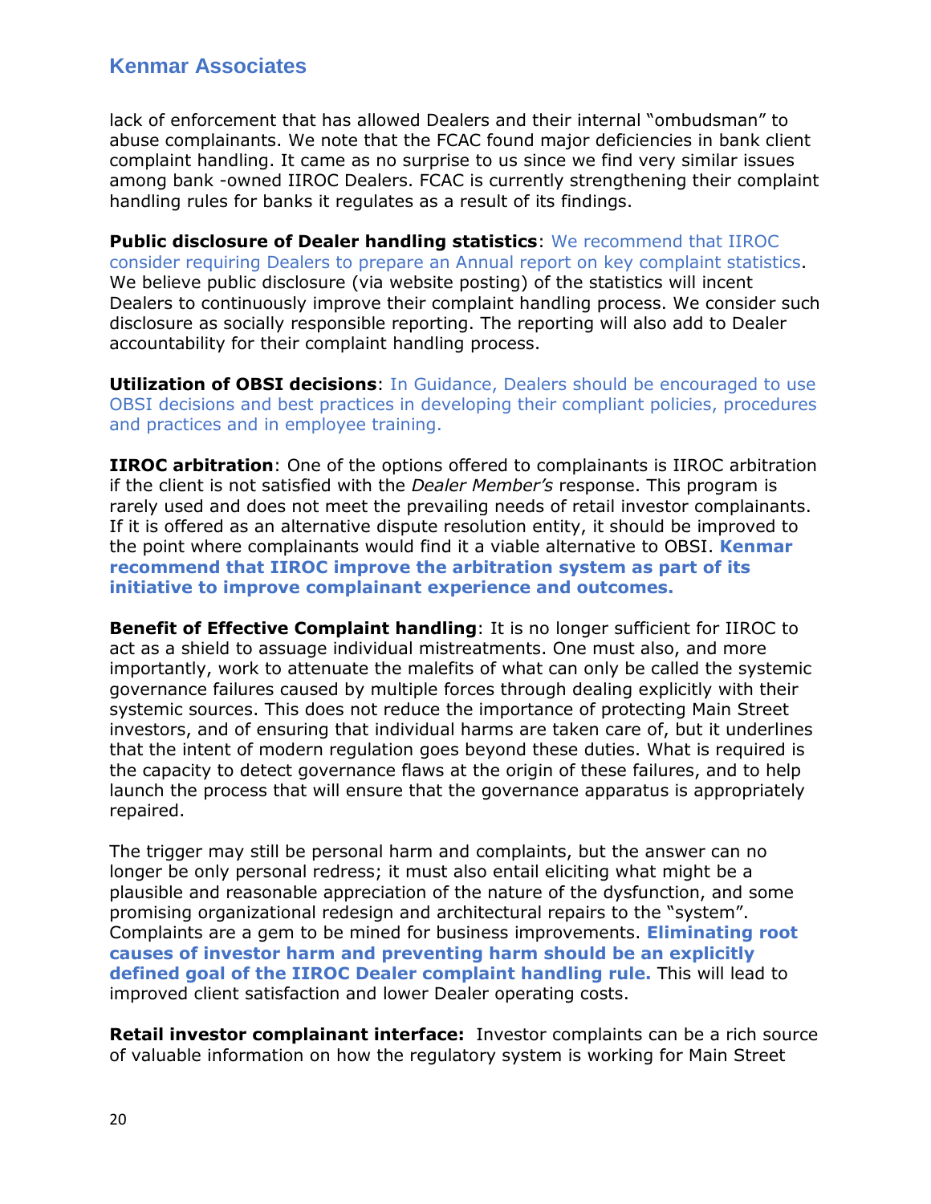lack of enforcement that has allowed Dealers and their internal “ombudsman” to abuse complainants. We note that the FCAC found major deficiencies in bank client complaint handling. It came as no surprise to us since we find very similar issues among bank -owned IIROC Dealers. FCAC is currently strengthening their complaint handling rules for banks it regulates as a result of its findings.

**Public disclosure of Dealer handling statistics**: We recommend that IIROC consider requiring Dealers to prepare an Annual report on key complaint statistics. We believe public disclosure (via website posting) of the statistics will incent Dealers to continuously improve their complaint handling process. We consider such disclosure as socially responsible reporting. The reporting will also add to Dealer accountability for their complaint handling process.

**Utilization of OBSI decisions**: In Guidance, Dealers should be encouraged to use OBSI decisions and best practices in developing their compliant policies, procedures and practices and in employee training.

**IIROC arbitration**: One of the options offered to complainants is IIROC arbitration if the client is not satisfied with the *Dealer Member's* response. This program is rarely used and does not meet the prevailing needs of retail investor complainants. If it is offered as an alternative dispute resolution entity, it should be improved to the point where complainants would find it a viable alternative to OBSI. **Kenmar recommend that IIROC improve the arbitration system as part of its initiative to improve complainant experience and outcomes.**

**Benefit of Effective Complaint handling**: It is no longer sufficient for IIROC to act as a shield to assuage individual mistreatments. One must also, and more importantly, work to attenuate the malefits of what can only be called the systemic governance failures caused by multiple forces through dealing explicitly with their systemic sources. This does not reduce the importance of protecting Main Street investors, and of ensuring that individual harms are taken care of, but it underlines that the intent of modern regulation goes beyond these duties. What is required is the capacity to detect governance flaws at the origin of these failures, and to help launch the process that will ensure that the governance apparatus is appropriately repaired.

The trigger may still be personal harm and complaints, but the answer can no longer be only personal redress; it must also entail eliciting what might be a plausible and reasonable appreciation of the nature of the dysfunction, and some promising organizational redesign and architectural repairs to the “system”. Complaints are a gem to be mined for business improvements. **Eliminating root causes of investor harm and preventing harm should be an explicitly defined goal of the IIROC Dealer complaint handling rule.** This will lead to improved client satisfaction and lower Dealer operating costs.

**Retail investor complainant interface:** Investor complaints can be a rich source of valuable information on how the regulatory system is working for Main Street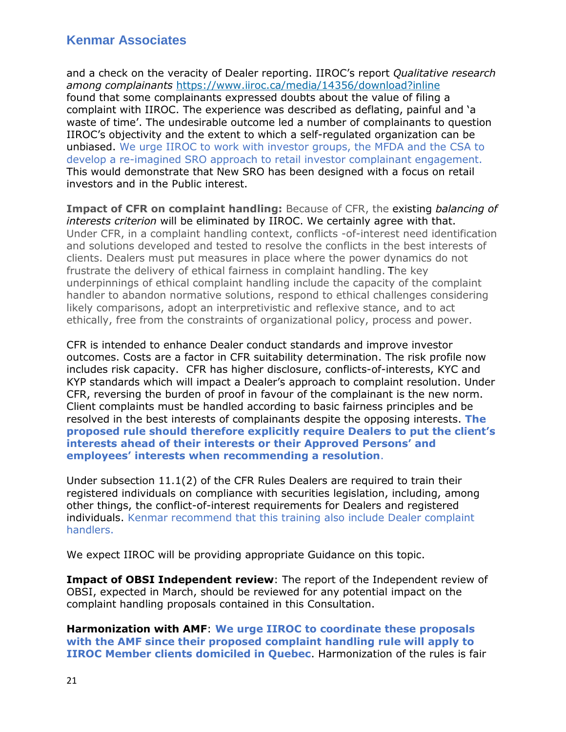and a check on the veracity of Dealer reporting. IIROC's report *Qualitative research among complainants* https://www.iiroc.ca/media/14356/download?inline found that some complainants expressed doubts about the value of filing a complaint with IIROC. The experience was described as deflating, painful and 'a waste of time'. The undesirable outcome led a number of complainants to question IIROC's objectivity and the extent to which a self-regulated organization can be unbiased. We urge IIROC to work with investor groups, the MFDA and the CSA to develop a re-imagined SRO approach to retail investor complainant engagement. This would demonstrate that New SRO has been designed with a focus on retail investors and in the Public interest.

**Impact of CFR on complaint handling:** Because of CFR, the existing *balancing of interests criterion* will be eliminated by IIROC. We certainly agree with that. Under CFR, in a complaint handling context, conflicts -of-interest need identification and solutions developed and tested to resolve the conflicts in the best interests of clients. Dealers must put measures in place where the power dynamics do not frustrate the delivery of ethical fairness in complaint handling. The key underpinnings of ethical complaint handling include the capacity of the complaint handler to abandon normative solutions, respond to ethical challenges considering likely comparisons, adopt an interpretivistic and reflexive stance, and to act ethically, free from the constraints of organizational policy, process and power.

CFR is intended to enhance Dealer conduct standards and improve investor outcomes. Costs are a factor in CFR suitability determination. The risk profile now includes risk capacity. CFR has higher disclosure, conflicts-of-interests, KYC and KYP standards which will impact a Dealer's approach to complaint resolution. Under CFR, reversing the burden of proof in favour of the complainant is the new norm. Client complaints must be handled according to basic fairness principles and be resolved in the best interests of complainants despite the opposing interests. **The proposed rule should therefore explicitly require Dealers to put the client's interests ahead of their interests or their Approved Persons' and employees' interests when recommending a resolution**.

Under subsection 11.1(2) of the CFR Rules Dealers are required to train their registered individuals on compliance with securities legislation, including, among other things, the conflict-of-interest requirements for Dealers and registered individuals. Kenmar recommend that this training also include Dealer complaint handlers.

We expect IIROC will be providing appropriate Guidance on this topic.

**Impact of OBSI Independent review**: The report of the Independent review of OBSI, expected in March, should be reviewed for any potential impact on the complaint handling proposals contained in this Consultation.

**Harmonization with AMF**: **We urge IIROC to coordinate these proposals with the AMF since their proposed complaint handling rule will apply to IIROC Member clients domiciled in Quebec**. Harmonization of the rules is fair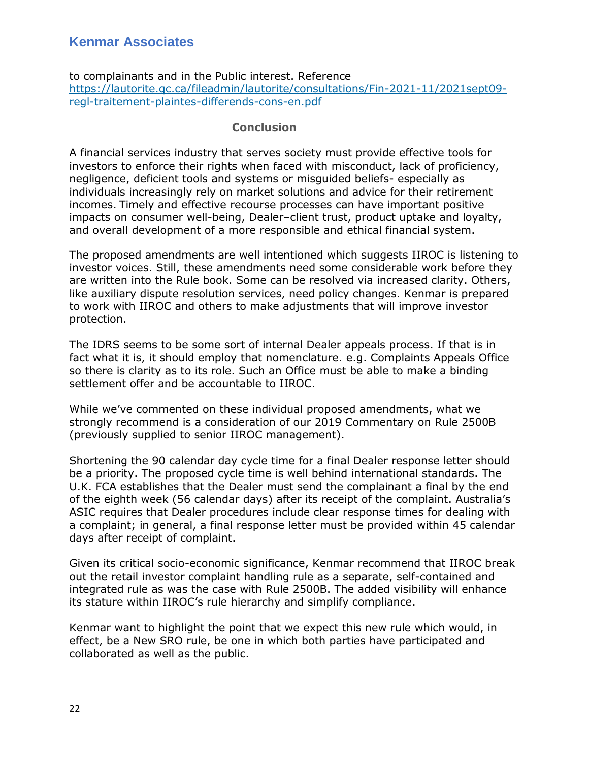to complainants and in the Public interest. Reference [https://lautorite.qc.ca/fileadmin/lautorite/consultations/Fin-2021-11/2021sept09-regl-traitement-plaintes-differends-cons-en.pdf](https://lautorite.qc.ca/fileadmin/lautorite/consultations/Fin-2021-11/2021sept09-regl-traitement-plaintes-differends-cons-en.pdf)

## Conclusion

A financial services industry that serves society must provide effective tools for investors to enforce their rights when faced with misconduct, lack of proficiency, negligence, deficient tools and systems or misguided beliefs- especially as individuals increasingly rely on market solutions and advice for their retirement incomes. Timely and effective recourse processes can have important positive impacts on consumer well-being, Dealer–client trust, product uptake and loyalty, and overall development of a more responsible and ethical financial system.

The proposed amendments are well intentioned which suggests IIROC is listening to investor voices. Still, these amendments need some considerable work before they are written into the Rule book. Some can be resolved via increased clarity. Others, like auxiliary dispute resolution services, need policy changes. Kenmar is prepared to work with IIROC and others to make adjustments that will improve investor protection.

The IDRS seems to be some sort of internal Dealer appeals process. If that is in fact what it is, it should employ that nomenclature. e.g. Complaints Appeals Office so there is clarity as to its role. Such an Office must be able to make a binding settlement offer and be accountable to IIROC.

While we've commented on these individual proposed amendments, what we strongly recommend is a consideration of our 2019 Commentary on Rule 2500B (previously supplied to senior IIROC management).

Shortening the 90 calendar day cycle time for a final Dealer response letter should be a priority. The proposed cycle time is well behind international standards. The U.K. FCA establishes that the Dealer must send the complainant a final by the end of the eighth week (56 calendar days) after its receipt of the complaint. Australia's ASIC requires that Dealer procedures include clear response times for dealing with a complaint; in general, a final response letter must be provided within 45 calendar days after receipt of complaint.

Given its critical socio-economic significance, Kenmar recommend that IIROC break out the retail investor complaint handling rule as a separate, self-contained and integrated rule as was the case with Rule 2500B. The added visibility will enhance its stature within IIROC's rule hierarchy and simplify compliance.

Kenmar want to highlight the point that we expect this new rule which would, in effect, be a New SRO rule, be one in which both parties have participated and collaborated as well as the public.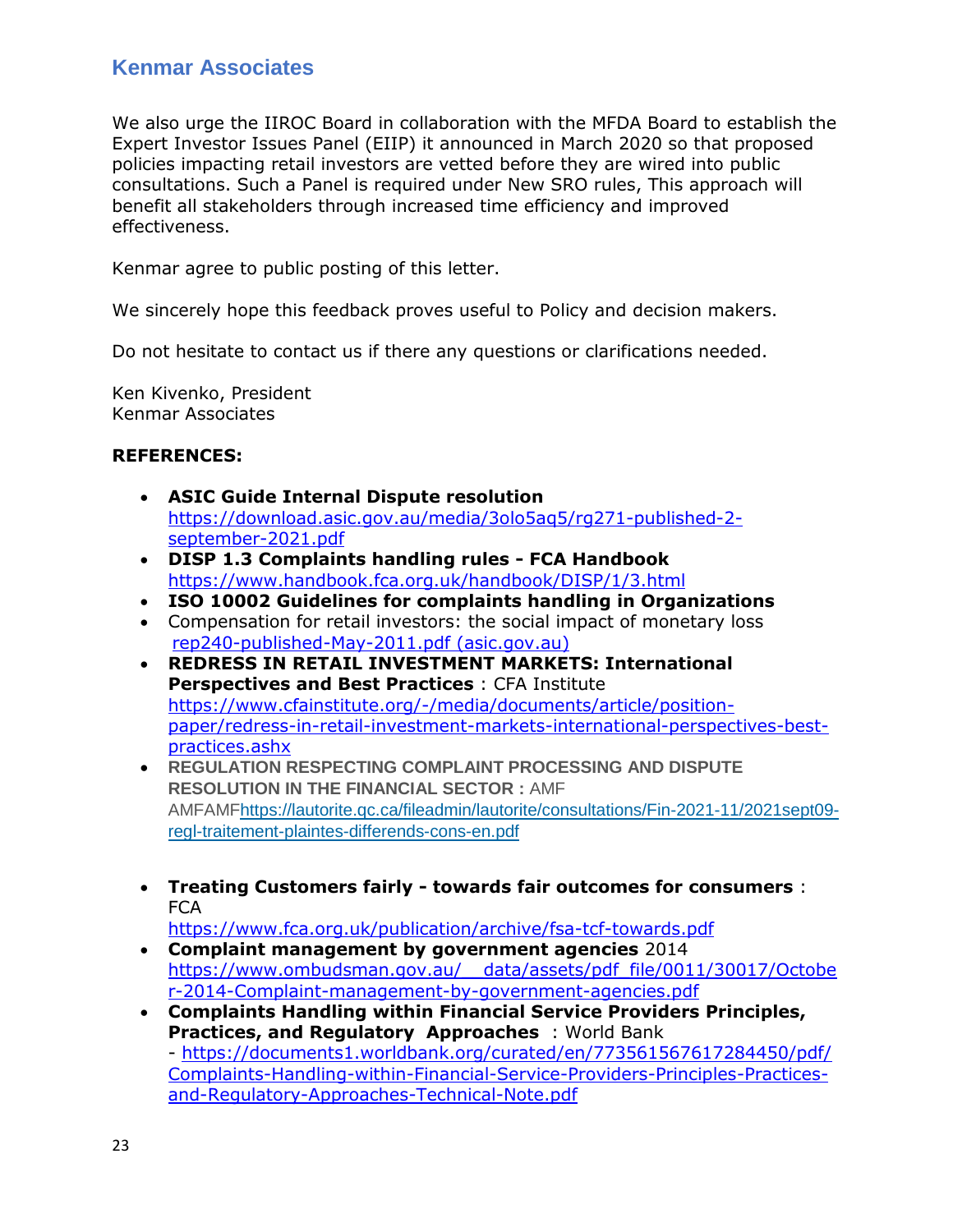## Kenmar Associates

We also urge the IIROC Board in collaboration with the MFDA Board to establish the Expert Investor Issues Panel (EIIP) it announced in March 2020 so that proposed policies impacting retail investors are vetted before they are wired into public consultations. Such a Panel is required under New SRO rules, This approach will benefit all stakeholders through increased time efficiency and improved effectiveness.

Kenmar agree to public posting of this letter.

We sincerely hope this feedback proves useful to Policy and decision makers.

Do not hesitate to contact us if there any questions or clarifications needed.

Ken Kivenko, President
Kenmar Associates

**REFERENCES:**

- **ASIC Guide Internal Dispute resolution** https://download.asic.gov.au/media/3olo5aq5/rg271-published-2-september-2021.pdf
- **DISP 1.3 Complaints handling rules - FCA Handbook** https://www.handbook.fca.org.uk/handbook/DISP/1/3.html
- **ISO 10002 Guidelines for complaints handling in Organizations**
- Compensation for retail investors: the social impact of monetary loss rep240-published-May-2011.pdf (asic.gov.au)
- **REDRESS IN RETAIL INVESTMENT MARKETS: International Perspectives and Best Practices** : CFA Institute https://www.cfainstitute.org/-/media/documents/article/position-paper/redress-in-retail-investment-markets-international-perspectives-best-practices.ashx
- **REGULATION RESPECTING COMPLAINT PROCESSING AND DISPUTE RESOLUTION IN THE FINANCIAL SECTOR :** AMF AMFAMFhttps://lautorite.qc.ca/fileadmin/lautorite/consultations/Fin-2021-11/2021sept09-regl-traitement-plaintes-differends-cons-en.pdf
- **Treating Customers fairly - towards fair outcomes for consumers** : FCA https://www.fca.org.uk/publication/archive/fsa-tcf-towards.pdf
- **Complaint management by government agencies** 2014 https://www.ombudsman.gov.au/__data/assets/pdf_file/0011/30017/October-2014-Complaint-management-by-government-agencies.pdf
- **Complaints Handling within Financial Service Providers Principles, Practices, and Regulatory Approaches** : World Bank - https://documents1.worldbank.org/curated/en/773561567617284450/pdf/Complaints-Handling-within-Financial-Service-Providers-Principles-Practices-and-Regulatory-Approaches-Technical-Note.pdf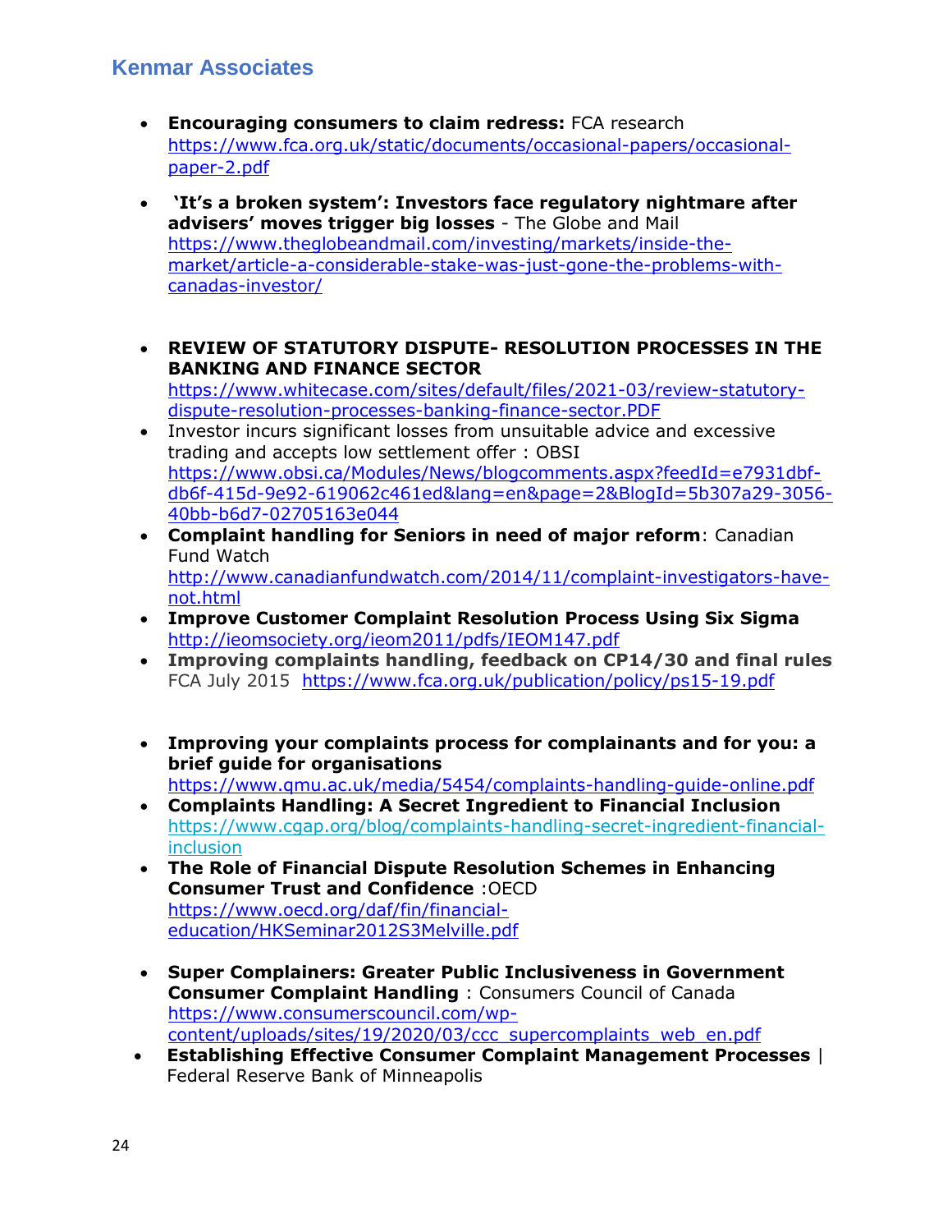- **Encouraging consumers to claim redress:** FCA research https://www.fca.org.uk/static/documents/occasional-papers/occasional-paper-2.pdf

- **'It's a broken system': Investors face regulatory nightmare after advisers' moves trigger big losses** - The Globe and Mail https://www.theglobeandmail.com/investing/markets/inside-the-market/article-a-considerable-stake-was-just-gone-the-problems-with-canadas-investor/

- **REVIEW OF STATUTORY DISPUTE- RESOLUTION PROCESSES IN THE BANKING AND FINANCE SECTOR** https://www.whitecase.com/sites/default/files/2021-03/review-statutory-dispute-resolution-processes-banking-finance-sector.PDF
- Investor incurs significant losses from unsuitable advice and excessive trading and accepts low settlement offer : OBSI https://www.obsi.ca/Modules/News/blogcomments.aspx?feedId=e7931dbf-db6f-415d-9e92-619062c461ed&lang=en&page=2&BlogId=5b307a29-3056-40bb-b6d7-02705163e044
- **Complaint handling for Seniors in need of major reform**: Canadian Fund Watch http://www.canadianfundwatch.com/2014/11/complaint-investigators-have-not.html
- **Improve Customer Complaint Resolution Process Using Six Sigma** http://ieomsociety.org/ieom2011/pdfs/IEOM147.pdf
- **Improving complaints handling, feedback on CP14/30 and final rules** FCA July 2015 https://www.fca.org.uk/publication/policy/ps15-19.pdf

- **Improving your complaints process for complainants and for you: a brief guide for organisations** https://www.qmu.ac.uk/media/5454/complaints-handling-guide-online.pdf
- **Complaints Handling: A Secret Ingredient to Financial Inclusion** https://www.cgap.org/blog/complaints-handling-secret-ingredient-financial-inclusion
- **The Role of Financial Dispute Resolution Schemes in Enhancing Consumer Trust and Confidence** :OECD https://www.oecd.org/daf/fin/financial-education/HKSeminar2012S3Melville.pdf

- **Super Complainers: Greater Public Inclusiveness in Government Consumer Complaint Handling** : Consumers Council of Canada https://www.consumerscouncil.com/wp-content/uploads/sites/19/2020/03/ccc_supercomplaints_web_en.pdf
- **Establishing Effective Consumer Complaint Management Processes** | Federal Reserve Bank of Minneapolis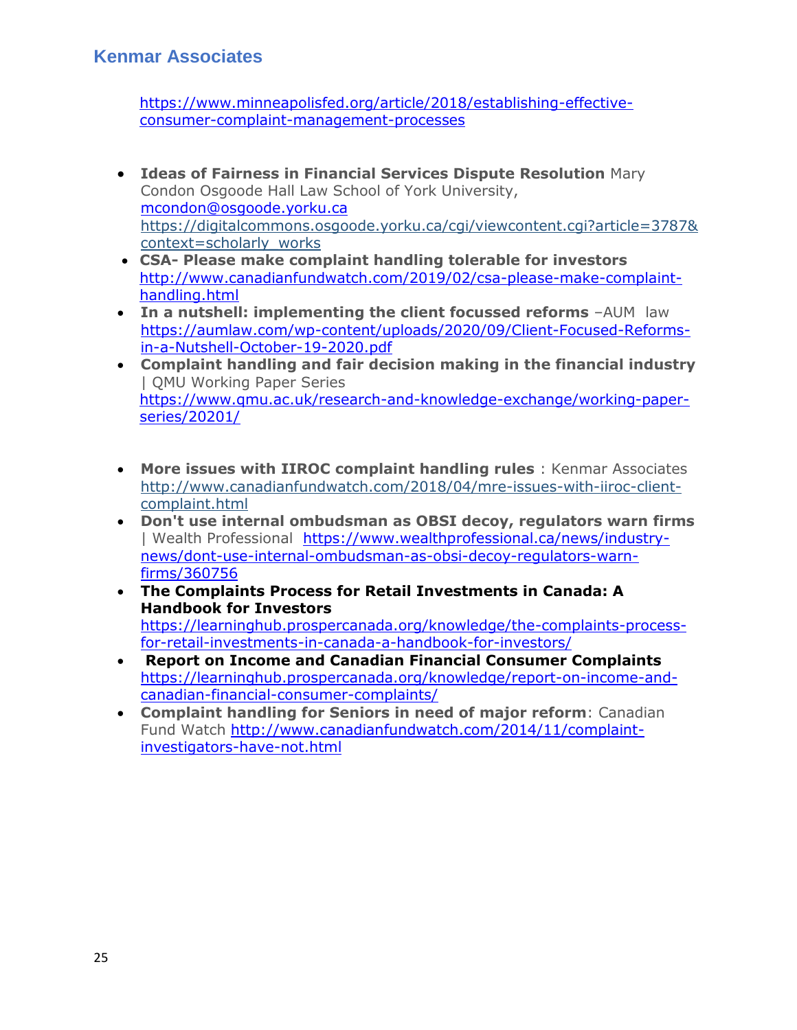https://www.minneapolisfed.org/article/2018/establishing-effective-consumer-complaint-management-processes

- **Ideas of Fairness in Financial Services Dispute Resolution** Mary Condon Osgoode Hall Law School of York University, mcondon@osgoode.yorku.ca https://digitalcommons.osgoode.yorku.ca/cgi/viewcontent.cgi?article=3787&context=scholarly_works
- **CSA- Please make complaint handling tolerable for investors** http://www.canadianfundwatch.com/2019/02/csa-please-make-complaint-handling.html
- **In a nutshell: implementing the client focussed reforms** –AUM law https://aumlaw.com/wp-content/uploads/2020/09/Client-Focused-Reforms-in-a-Nutshell-October-19-2020.pdf
- **Complaint handling and fair decision making in the financial industry** | QMU Working Paper Series https://www.qmu.ac.uk/research-and-knowledge-exchange/working-paper-series/20201/
- **More issues with IIROC complaint handling rules** : Kenmar Associates http://www.canadianfundwatch.com/2018/04/mre-issues-with-iiroc-client-complaint.html
- **Don't use internal ombudsman as OBSI decoy, regulators warn firms** | Wealth Professional https://www.wealthprofessional.ca/news/industry-news/dont-use-internal-ombudsman-as-obsi-decoy-regulators-warn-firms/360756
- **The Complaints Process for Retail Investments in Canada: A Handbook for Investors** https://learninghub.prospercanada.org/knowledge/the-complaints-process-for-retail-investments-in-canada-a-handbook-for-investors/
- **Report on Income and Canadian Financial Consumer Complaints** https://learninghub.prospercanada.org/knowledge/report-on-income-and-canadian-financial-consumer-complaints/
- **Complaint handling for Seniors in need of major reform**: Canadian Fund Watch http://www.canadianfundwatch.com/2014/11/complaint-investigators-have-not.html